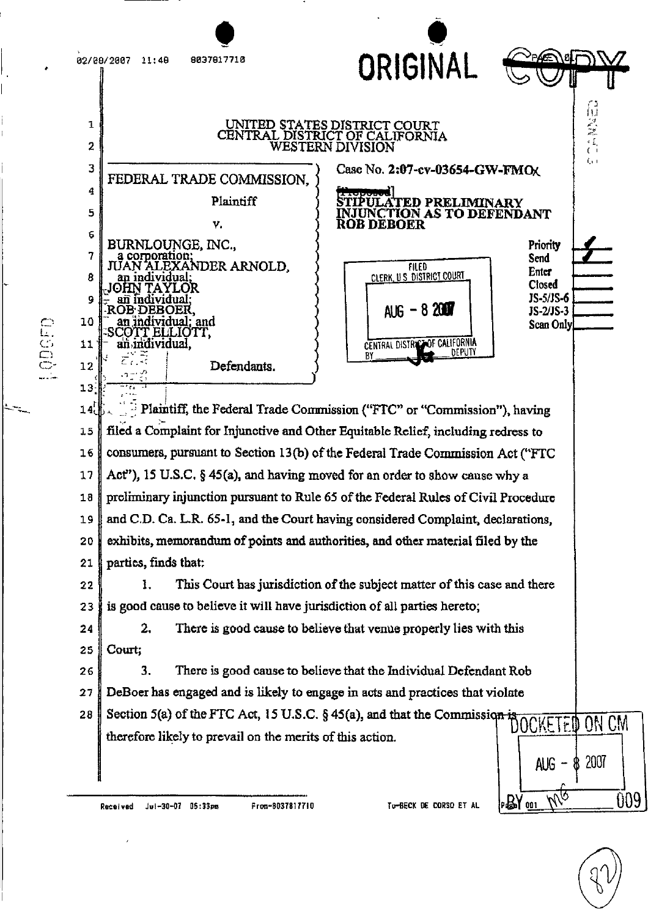ORIGINAL

UNITED STATES DISTRICT COURT
CENTRAL DISTRICT OF CALIFORNIA
WESTERN DIVISION

| | |
|---|---|
| FEDERAL TRADE COMMISSION,<br><br>Plaintiff<br><br>v.<br><br>BURNLOUNGE, INC.,<br>a corporation;<br>JUAN ALEXANDER ARNOLD,<br>an individual;<br>JOHN TAYLOR<br>an individual;<br>ROB DEBOER,<br>an individual; and<br>SCOTT ELLIOTT,<br>an individual,<br><br>Defendants. | Case No. 2:07-cv-03654-GW-FMOx<br><br>~~[Proposed]~~<br>**STIPULATED PRELIMINARY INJUNCTION AS TO DEFENDANT ROB DEBOER** |

FILED
CLERK, U.S. DISTRICT COURT
AUG - 8 2007
CENTRAL DISTRICT OF CALIFORNIA
BY ___ DEPUTY

Priority ✓
Send ✓
Enter
Closed
JS-5/JS-6
JS-2/JS-3
Scan Only

Plaintiff, the Federal Trade Commission ("FTC" or "Commission"), having filed a Complaint for Injunctive and Other Equitable Relief, including redress to consumers, pursuant to Section 13(b) of the Federal Trade Commission Act ("FTC Act"), 15 U.S.C. § 45(a), and having moved for an order to show cause why a preliminary injunction pursuant to Rule 65 of the Federal Rules of Civil Procedure and C.D. Ca. L.R. 65-1, and the Court having considered Complaint, declarations, exhibits, memorandum of points and authorities, and other material filed by the parties, finds that:

1. This Court has jurisdiction of the subject matter of this case and there is good cause to believe it will have jurisdiction of all parties hereto;

2. There is good cause to believe that venue properly lies with this Court;

3. There is good cause to believe that the Individual Defendant Rob DeBoer has engaged and is likely to engage in acts and practices that violate Section 5(a) of the FTC Act, 15 U.S.C. § 45(a), and that the Commission is therefore likely to prevail on the merits of this action.

DOCKETED ON CM
AUG - 8 2007
BY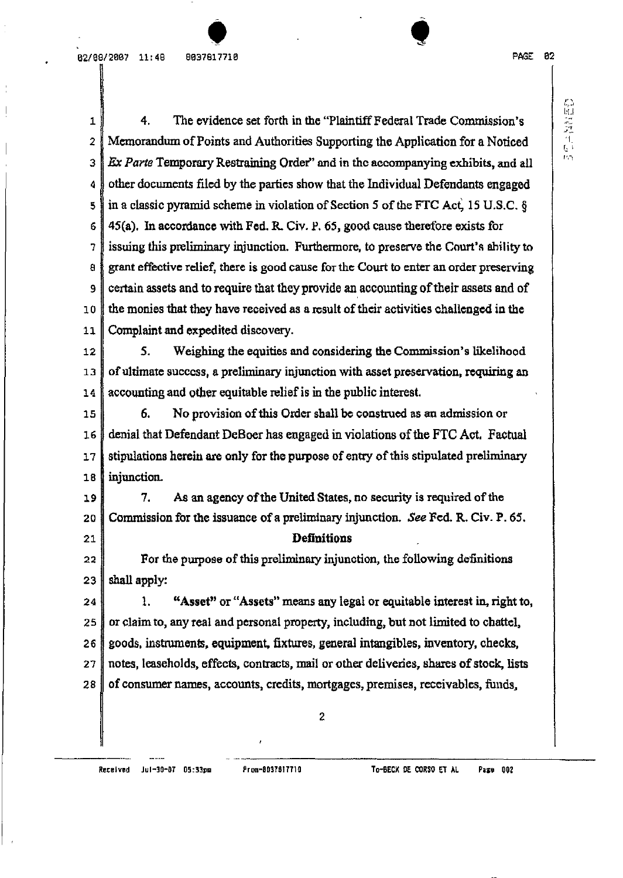4. The evidence set forth in the "Plaintiff Federal Trade Commission's Memorandum of Points and Authorities Supporting the Application for a Noticed *Ex Parte* Temporary Restraining Order" and in the accompanying exhibits, and all other documents filed by the parties show that the Individual Defendants engaged in a classic pyramid scheme in violation of Section 5 of the FTC Act, 15 U.S.C. § 45(a). In accordance with Fed. R. Civ. P. 65, good cause therefore exists for issuing this preliminary injunction. Furthermore, to preserve the Court's ability to grant effective relief, there is good cause for the Court to enter an order preserving certain assets and to require that they provide an accounting of their assets and of the monies that they have received as a result of their activities challenged in the Complaint and expedited discovery.

5. Weighing the equities and considering the Commission's likelihood of ultimate success, a preliminary injunction with asset preservation, requiring an accounting and other equitable relief is in the public interest.

6. No provision of this Order shall be construed as an admission or denial that Defendant DeBoer has engaged in violations of the FTC Act. Factual stipulations herein are only for the purpose of entry of this stipulated preliminary injunction.

7. As an agency of the United States, no security is required of the Commission for the issuance of a preliminary injunction. *See* Fed. R. Civ. P. 65.

## Definitions

For the purpose of this preliminary injunction, the following definitions shall apply:

1. **"Asset"** or **"Assets"** means any legal or equitable interest in, right to, or claim to, any real and personal property, including, but not limited to chattel, goods, instruments, equipment, fixtures, general intangibles, inventory, checks, notes, leaseholds, effects, contracts, mail or other deliveries, shares of stock, lists of consumer names, accounts, credits, mortgages, premises, receivables, funds,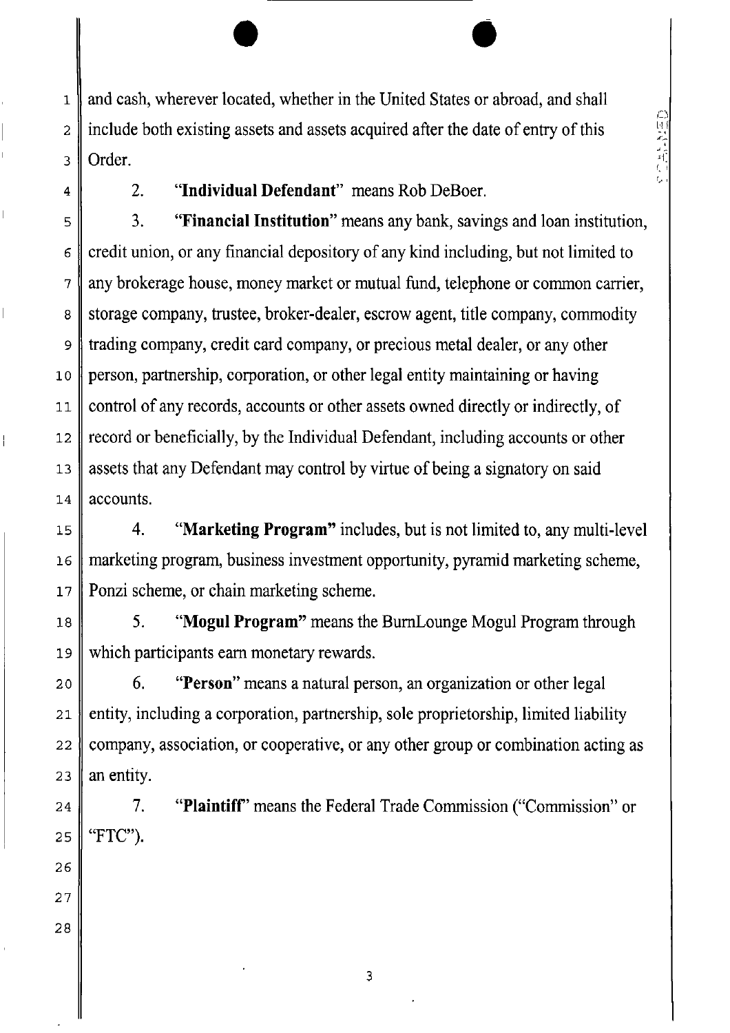and cash, wherever located, whether in the United States or abroad, and shall include both existing assets and assets acquired after the date of entry of this Order.

2. **"Individual Defendant"** means Rob DeBoer.

3. **"Financial Institution"** means any bank, savings and loan institution, credit union, or any financial depository of any kind including, but not limited to any brokerage house, money market or mutual fund, telephone or common carrier, storage company, trustee, broker-dealer, escrow agent, title company, commodity trading company, credit card company, or precious metal dealer, or any other person, partnership, corporation, or other legal entity maintaining or having control of any records, accounts or other assets owned directly or indirectly, of record or beneficially, by the Individual Defendant, including accounts or other assets that any Defendant may control by virtue of being a signatory on said accounts.

4. **"Marketing Program"** includes, but is not limited to, any multi-level marketing program, business investment opportunity, pyramid marketing scheme, Ponzi scheme, or chain marketing scheme.

5. **"Mogul Program"** means the BurnLounge Mogul Program through which participants earn monetary rewards.

6. **"Person"** means a natural person, an organization or other legal entity, including a corporation, partnership, sole proprietorship, limited liability company, association, or cooperative, or any other group or combination acting as an entity.

7. **"Plaintiff"** means the Federal Trade Commission ("Commission" or "FTC").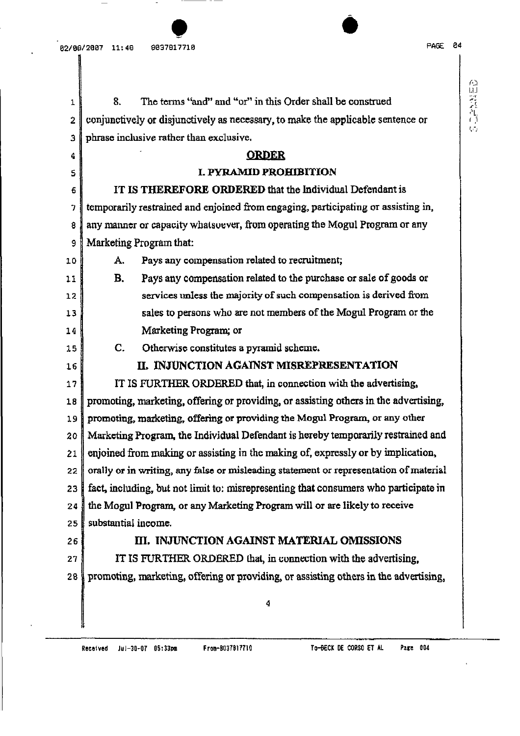8. The terms "and" and "or" in this Order shall be construed conjunctively or disjunctively as necessary, to make the applicable sentence or phrase inclusive rather than exclusive.

## ORDER

### I. PYRAMID PROHIBITION

**IT IS THEREFORE ORDERED** that the Individual Defendant is temporarily restrained and enjoined from engaging, participating or assisting in, any manner or capacity whatsoever, from operating the Mogul Program or any Marketing Program that:

A. Pays any compensation related to recruitment;

B. Pays any compensation related to the purchase or sale of goods or services unless the majority of such compensation is derived from sales to persons who are not members of the Mogul Program or the Marketing Program; or

C. Otherwise constitutes a pyramid scheme.

### II. INJUNCTION AGAINST MISREPRESENTATION

IT IS FURTHER ORDERED that, in connection with the advertising, promoting, marketing, offering or providing, or assisting others in the advertising, promoting, marketing, offering or providing the Mogul Program, or any other Marketing Program, the Individual Defendant is hereby temporarily restrained and enjoined from making or assisting in the making of, expressly or by implication, orally or in writing, any false or misleading statement or representation of material fact, including, but not limit to: misrepresenting that consumers who participate in the Mogul Program, or any Marketing Program will or are likely to receive substantial income.

### III. INJUNCTION AGAINST MATERIAL OMISSIONS

IT IS FURTHER ORDERED that, in connection with the advertising, promoting, marketing, offering or providing, or assisting others in the advertising,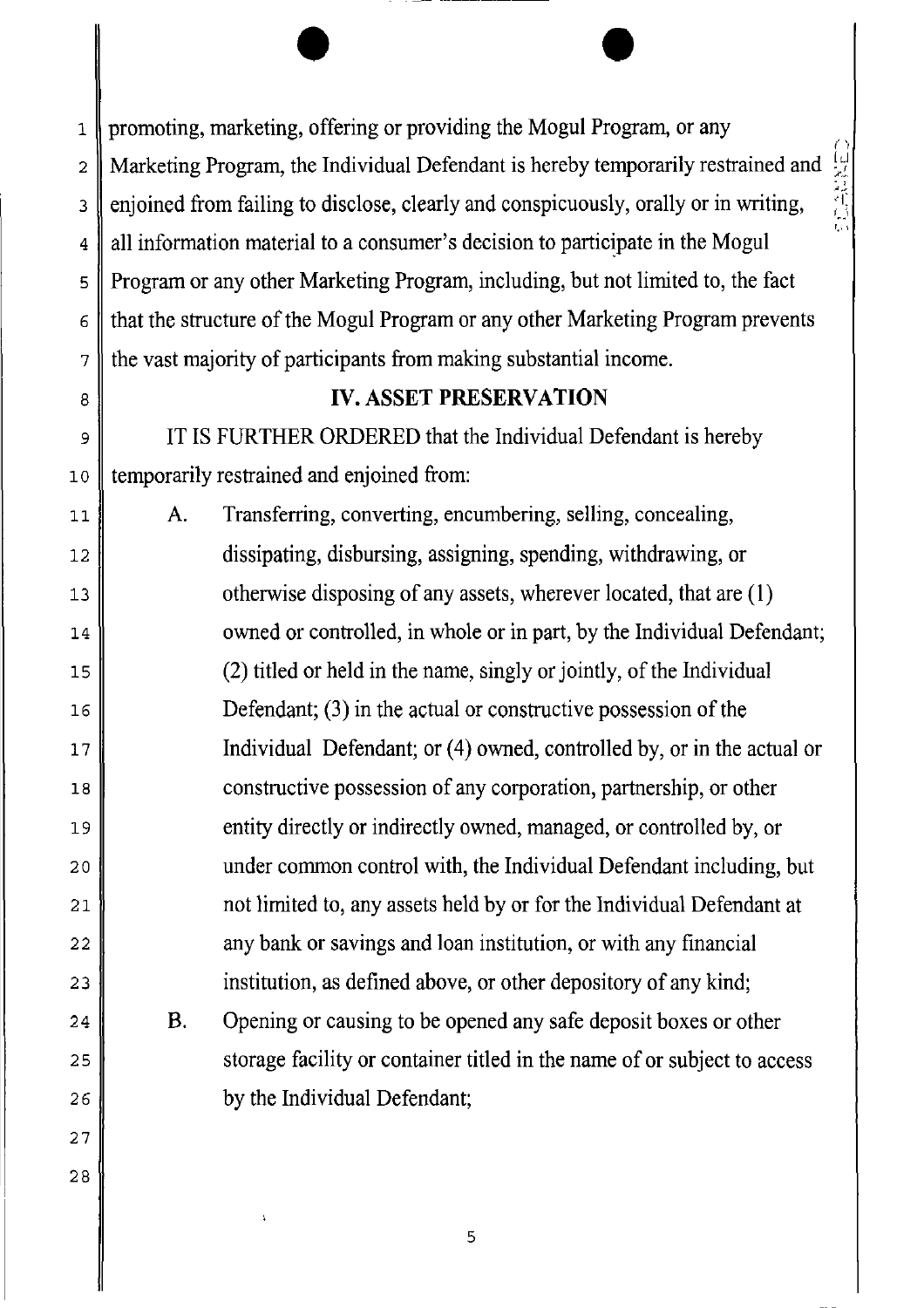promoting, marketing, offering or providing the Mogul Program, or any Marketing Program, the Individual Defendant is hereby temporarily restrained and enjoined from failing to disclose, clearly and conspicuously, orally or in writing, all information material to a consumer's decision to participate in the Mogul Program or any other Marketing Program, including, but not limited to, the fact that the structure of the Mogul Program or any other Marketing Program prevents the vast majority of participants from making substantial income.

## IV. ASSET PRESERVATION

IT IS FURTHER ORDERED that the Individual Defendant is hereby temporarily restrained and enjoined from:

A. Transferring, converting, encumbering, selling, concealing, dissipating, disbursing, assigning, spending, withdrawing, or otherwise disposing of any assets, wherever located, that are (1) owned or controlled, in whole or in part, by the Individual Defendant; (2) titled or held in the name, singly or jointly, of the Individual Defendant; (3) in the actual or constructive possession of the Individual Defendant; or (4) owned, controlled by, or in the actual or constructive possession of any corporation, partnership, or other entity directly or indirectly owned, managed, or controlled by, or under common control with, the Individual Defendant including, but not limited to, any assets held by or for the Individual Defendant at any bank or savings and loan institution, or with any financial institution, as defined above, or other depository of any kind;

B. Opening or causing to be opened any safe deposit boxes or other storage facility or container titled in the name of or subject to access by the Individual Defendant;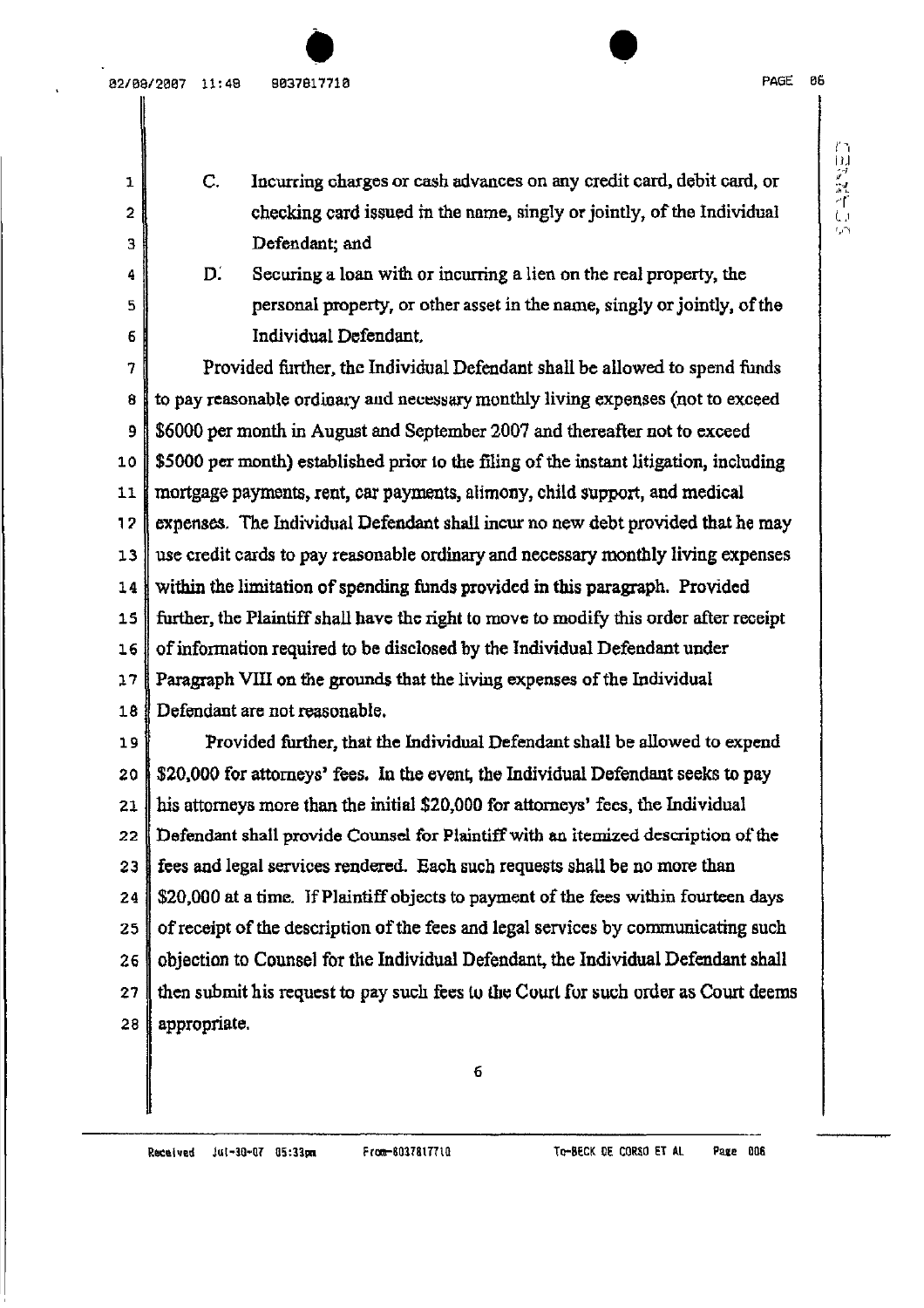C. Incurring charges or cash advances on any credit card, debit card, or checking card issued in the name, singly or jointly, of the Individual Defendant; and

D. Securing a loan with or incurring a lien on the real property, the personal property, or other asset in the name, singly or jointly, of the Individual Defendant.

Provided further, the Individual Defendant shall be allowed to spend funds to pay reasonable ordinary and necessary monthly living expenses (not to exceed $6000 per month in August and September 2007 and thereafter not to exceed $5000 per month) established prior to the filing of the instant litigation, including mortgage payments, rent, car payments, alimony, child support, and medical expenses. The Individual Defendant shall incur no new debt provided that he may use credit cards to pay reasonable ordinary and necessary monthly living expenses within the limitation of spending funds provided in this paragraph. Provided further, the Plaintiff shall have the right to move to modify this order after receipt of information required to be disclosed by the Individual Defendant under Paragraph VIII on the grounds that the living expenses of the Individual Defendant are not reasonable.

Provided further, that the Individual Defendant shall be allowed to expend $20,000 for attorneys' fees. In the event, the Individual Defendant seeks to pay his attorneys more than the initial $20,000 for attorneys' fees, the Individual Defendant shall provide Counsel for Plaintiff with an itemized description of the fees and legal services rendered. Each such requests shall be no more than $20,000 at a time. If Plaintiff objects to payment of the fees within fourteen days of receipt of the description of the fees and legal services by communicating such objection to Counsel for the Individual Defendant, the Individual Defendant shall then submit his request to pay such fees to the Court for such order as Court deems appropriate.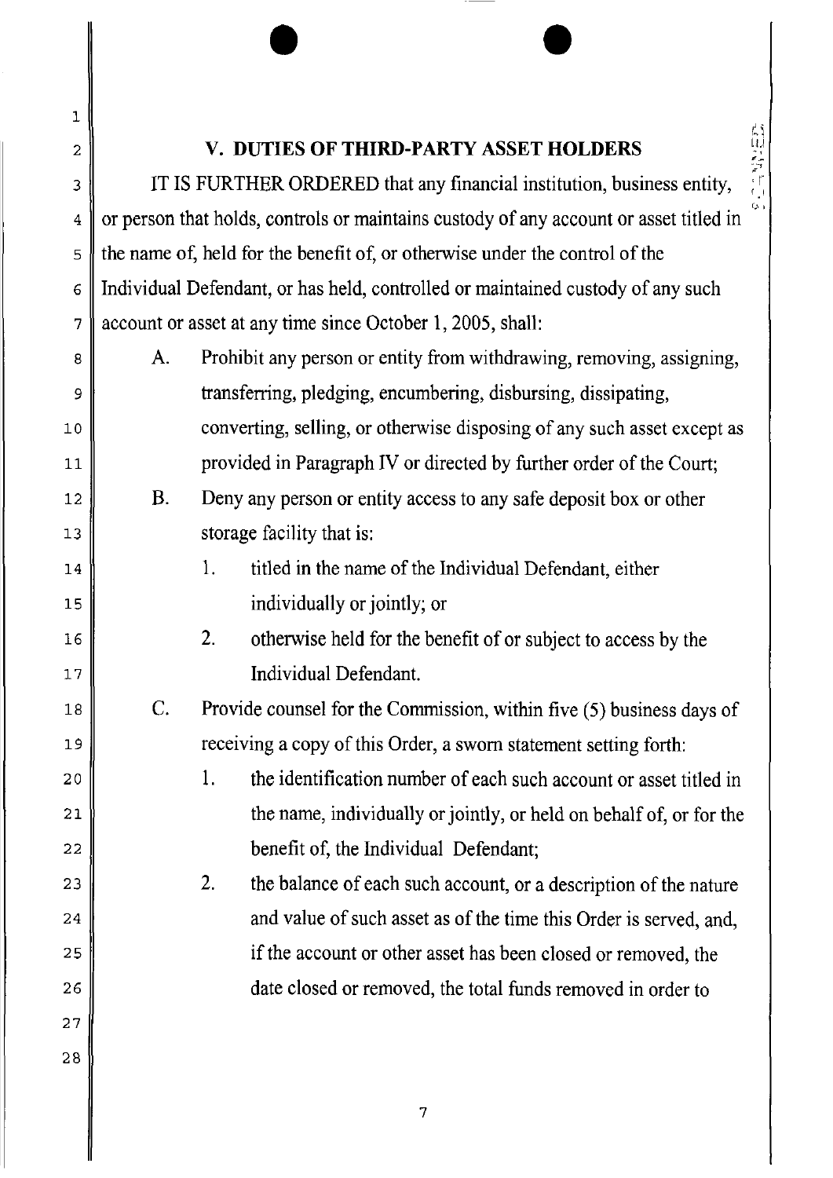## V. DUTIES OF THIRD-PARTY ASSET HOLDERS

IT IS FURTHER ORDERED that any financial institution, business entity, or person that holds, controls or maintains custody of any account or asset titled in the name of, held for the benefit of, or otherwise under the control of the Individual Defendant, or has held, controlled or maintained custody of any such account or asset at any time since October 1, 2005, shall:

A. Prohibit any person or entity from withdrawing, removing, assigning, transferring, pledging, encumbering, disbursing, dissipating, converting, selling, or otherwise disposing of any such asset except as provided in Paragraph IV or directed by further order of the Court;

B. Deny any person or entity access to any safe deposit box or other storage facility that is:

   1. titled in the name of the Individual Defendant, either individually or jointly; or

   2. otherwise held for the benefit of or subject to access by the Individual Defendant.

C. Provide counsel for the Commission, within five (5) business days of receiving a copy of this Order, a sworn statement setting forth:

   1. the identification number of each such account or asset titled in the name, individually or jointly, or held on behalf of, or for the benefit of, the Individual Defendant;

   2. the balance of each such account, or a description of the nature and value of such asset as of the time this Order is served, and, if the account or other asset has been closed or removed, the date closed or removed, the total funds removed in order to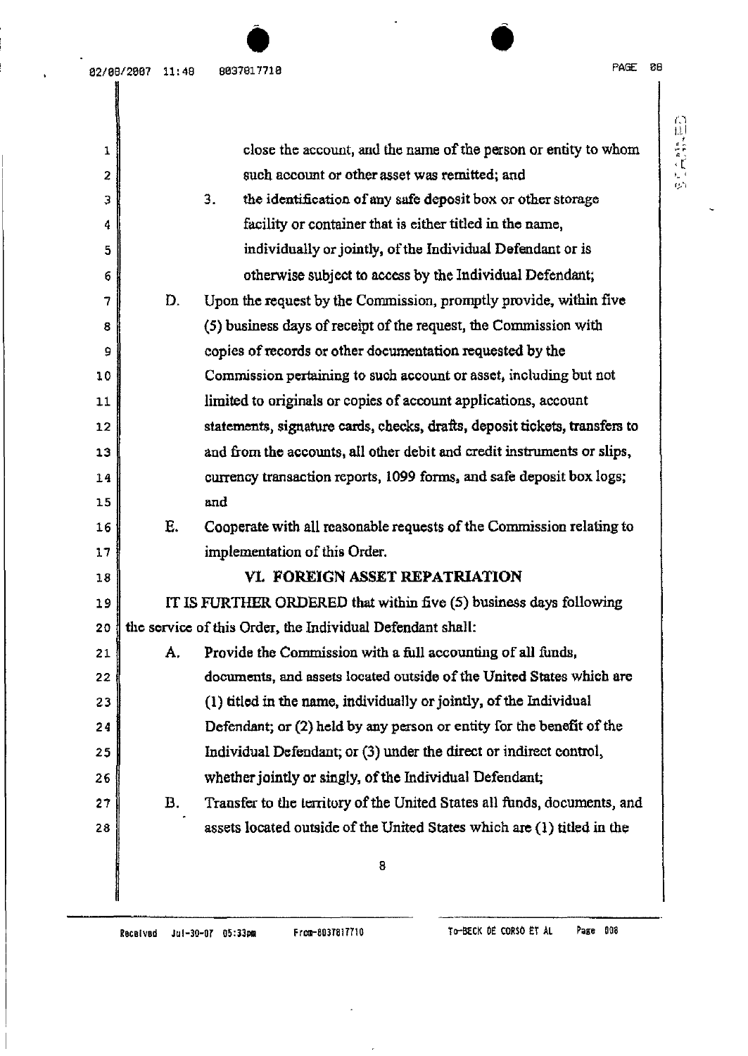close the account, and the name of the person or entity to whom such account or other asset was remitted; and

3. the identification of any safe deposit box or other storage facility or container that is either titled in the name, individually or jointly, of the Individual Defendant or is otherwise subject to access by the Individual Defendant;

D. Upon the request by the Commission, promptly provide, within five (5) business days of receipt of the request, the Commission with copies of records or other documentation requested by the Commission pertaining to such account or asset, including but not limited to originals or copies of account applications, account statements, signature cards, checks, drafts, deposit tickets, transfers to and from the accounts, all other debit and credit instruments or slips, currency transaction reports, 1099 forms, and safe deposit box logs; and

E. Cooperate with all reasonable requests of the Commission relating to implementation of this Order.

## VI. FOREIGN ASSET REPATRIATION

IT IS FURTHER ORDERED that within five (5) business days following the service of this Order, the Individual Defendant shall:

A. Provide the Commission with a full accounting of all funds, documents, and assets located outside of the United States which are (1) titled in the name, individually or jointly, of the Individual Defendant; or (2) held by any person or entity for the benefit of the Individual Defendant; or (3) under the direct or indirect control, whether jointly or singly, of the Individual Defendant;

B. Transfer to the territory of the United States all funds, documents, and assets located outside of the United States which are (1) titled in the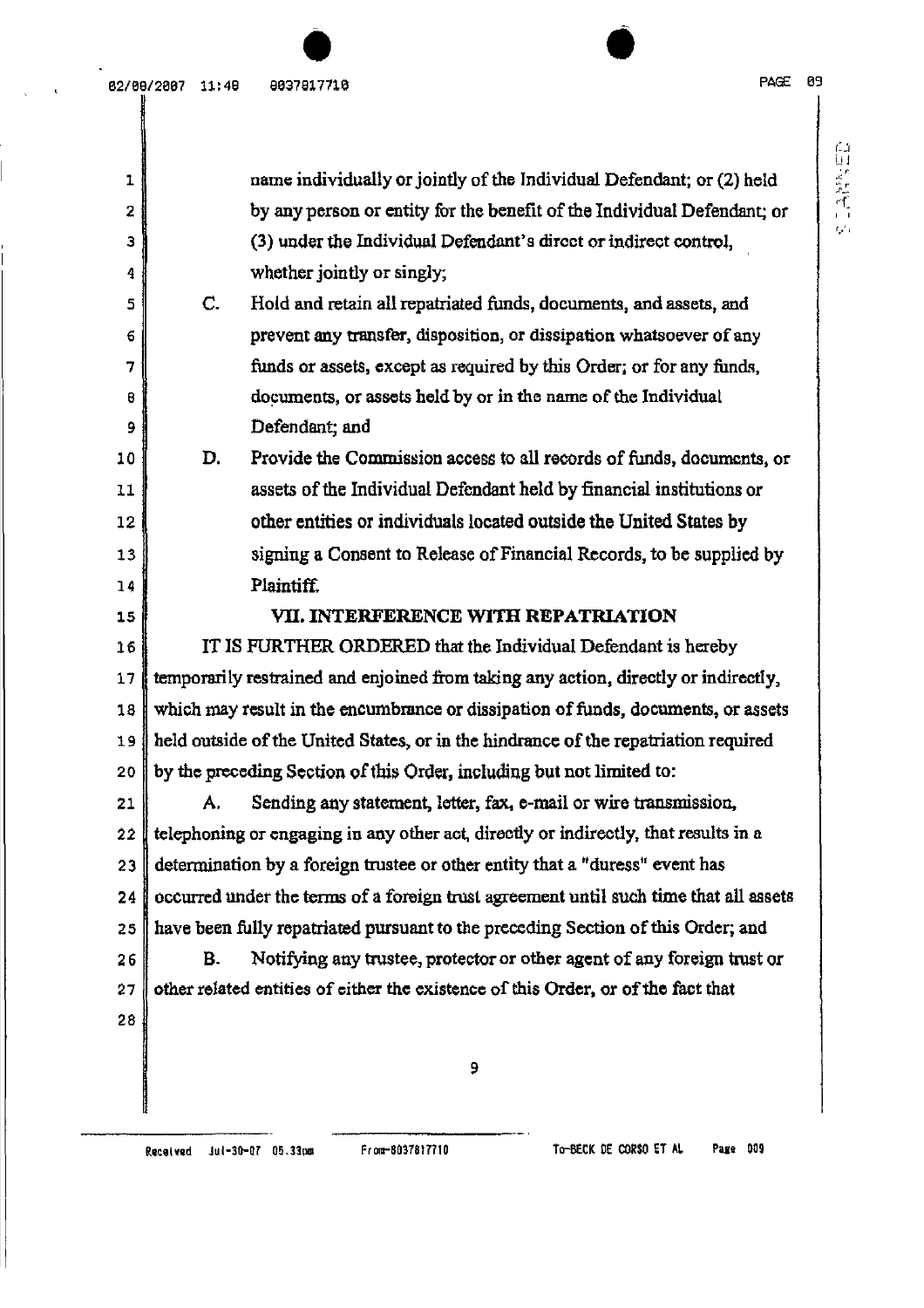name individually or jointly of the Individual Defendant; or (2) held by any person or entity for the benefit of the Individual Defendant; or (3) under the Individual Defendant's direct or indirect control, whether jointly or singly;

C. Hold and retain all repatriated funds, documents, and assets, and prevent any transfer, disposition, or dissipation whatsoever of any funds or assets, except as required by this Order; or for any funds, documents, or assets held by or in the name of the Individual Defendant; and

D. Provide the Commission access to all records of funds, documents, or assets of the Individual Defendant held by financial institutions or other entities or individuals located outside the United States by signing a Consent to Release of Financial Records, to be supplied by Plaintiff.

## VII. INTERFERENCE WITH REPATRIATION

IT IS FURTHER ORDERED that the Individual Defendant is hereby temporarily restrained and enjoined from taking any action, directly or indirectly, which may result in the encumbrance or dissipation of funds, documents, or assets held outside of the United States, or in the hindrance of the repatriation required by the preceding Section of this Order, including but not limited to:

A. Sending any statement, letter, fax, e-mail or wire transmission, telephoning or engaging in any other act, directly or indirectly, that results in a determination by a foreign trustee or other entity that a "duress" event has occurred under the terms of a foreign trust agreement until such time that all assets have been fully repatriated pursuant to the preceding Section of this Order; and

B. Notifying any trustee, protector or other agent of any foreign trust or other related entities of either the existence of this Order, or of the fact that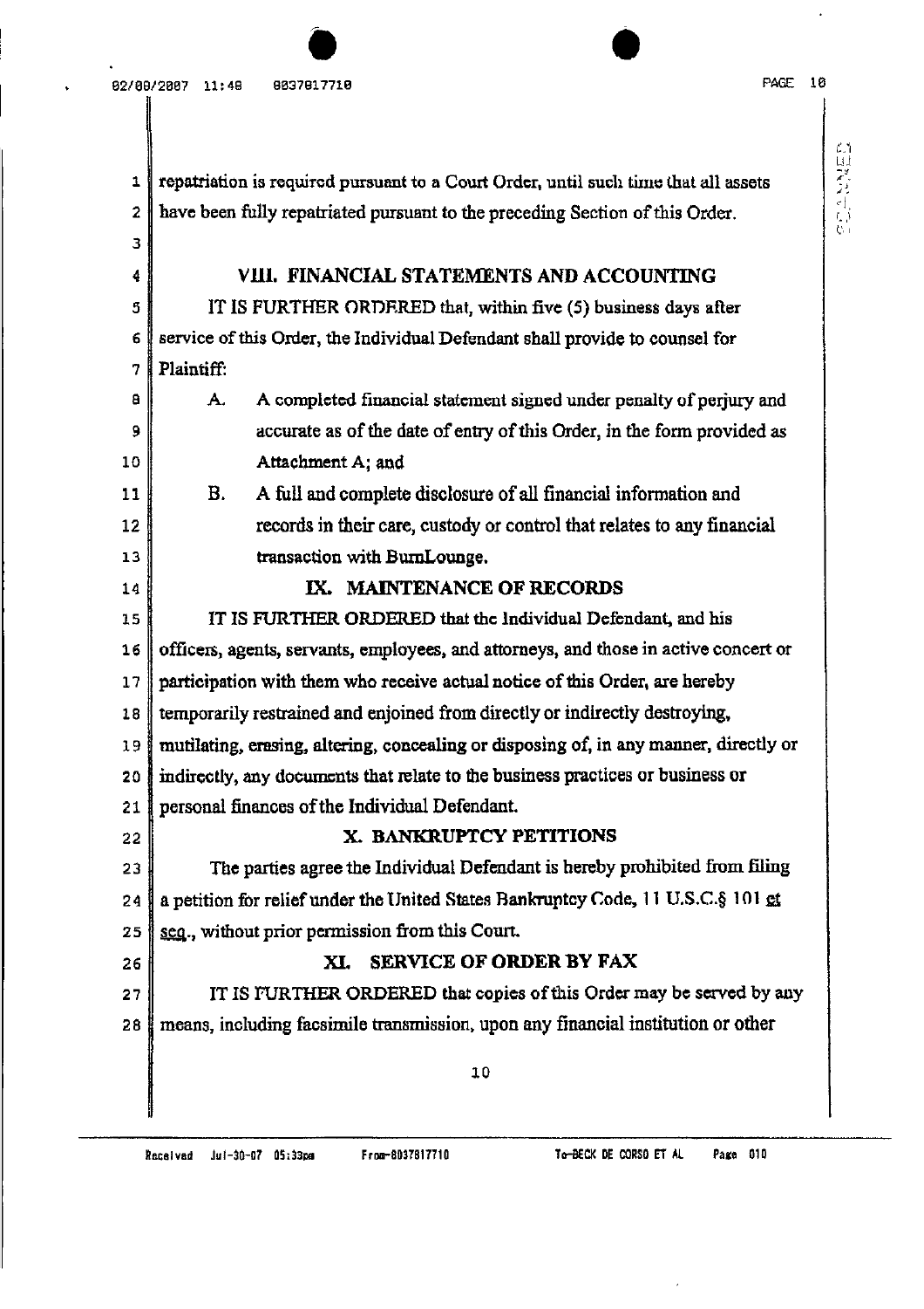repatriation is required pursuant to a Court Order, until such time that all assets have been fully repatriated pursuant to the preceding Section of this Order.

## VIII. FINANCIAL STATEMENTS AND ACCOUNTING

IT IS FURTHER ORDERED that, within five (5) business days after service of this Order, the Individual Defendant shall provide to counsel for Plaintiff:

A. A completed financial statement signed under penalty of perjury and accurate as of the date of entry of this Order, in the form provided as Attachment A; and

B. A full and complete disclosure of all financial information and records in their care, custody or control that relates to any financial transaction with BurnLounge.

## IX. MAINTENANCE OF RECORDS

IT IS FURTHER ORDERED that the Individual Defendant, and his officers, agents, servants, employees, and attorneys, and those in active concert or participation with them who receive actual notice of this Order, are hereby temporarily restrained and enjoined from directly or indirectly destroying, mutilating, erasing, altering, concealing or disposing of, in any manner, directly or indirectly, any documents that relate to the business practices or business or personal finances of the Individual Defendant.

## X. BANKRUPTCY PETITIONS

The parties agree the Individual Defendant is hereby prohibited from filing a petition for relief under the United States Bankruptcy Code, 11 U.S.C.§ 101 et seq., without prior permission from this Court.

## XI. SERVICE OF ORDER BY FAX

IT IS FURTHER ORDERED that copies of this Order may be served by any means, including facsimile transmission, upon any financial institution or other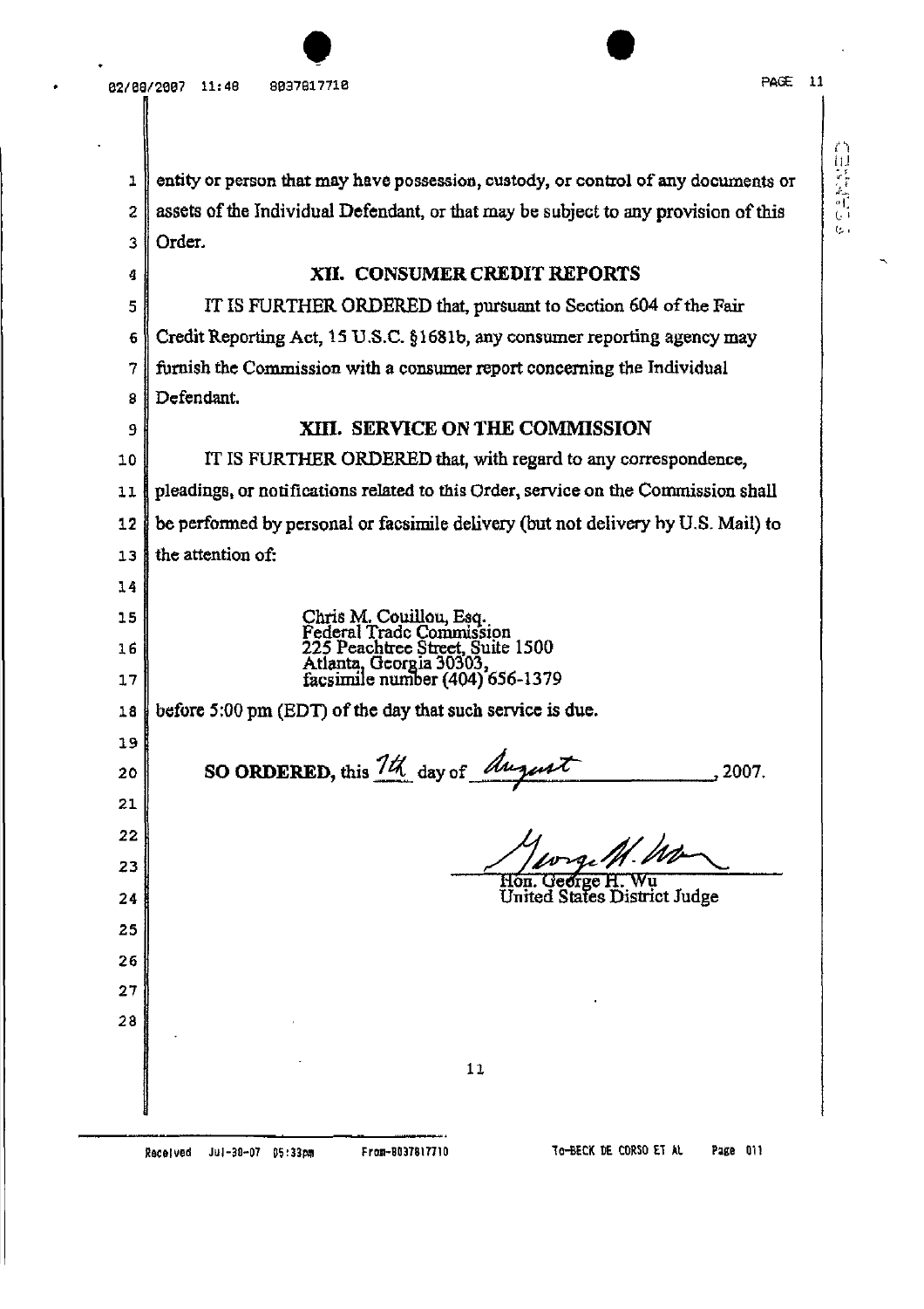entity or person that may have possession, custody, or control of any documents or assets of the Individual Defendant, or that may be subject to any provision of this Order.

## XII. CONSUMER CREDIT REPORTS

IT IS FURTHER ORDERED that, pursuant to Section 604 of the Fair Credit Reporting Act, 15 U.S.C. §1681b, any consumer reporting agency may furnish the Commission with a consumer report concerning the Individual Defendant.

## XIII. SERVICE ON THE COMMISSION

IT IS FURTHER ORDERED that, with regard to any correspondence, pleadings, or notifications related to this Order, service on the Commission shall be performed by personal or facsimile delivery (but not delivery by U.S. Mail) to the attention of:

Chris M. Couillou, Esq.
Federal Trade Commission
225 Peachtree Street, Suite 1500
Atlanta, Georgia 30303,
facsimile number (404) 656-1379

before 5:00 pm (EDT) of the day that such service is due.

**SO ORDERED,** this 7th day of August, 2007.

Hon. George H. Wu
United States District Judge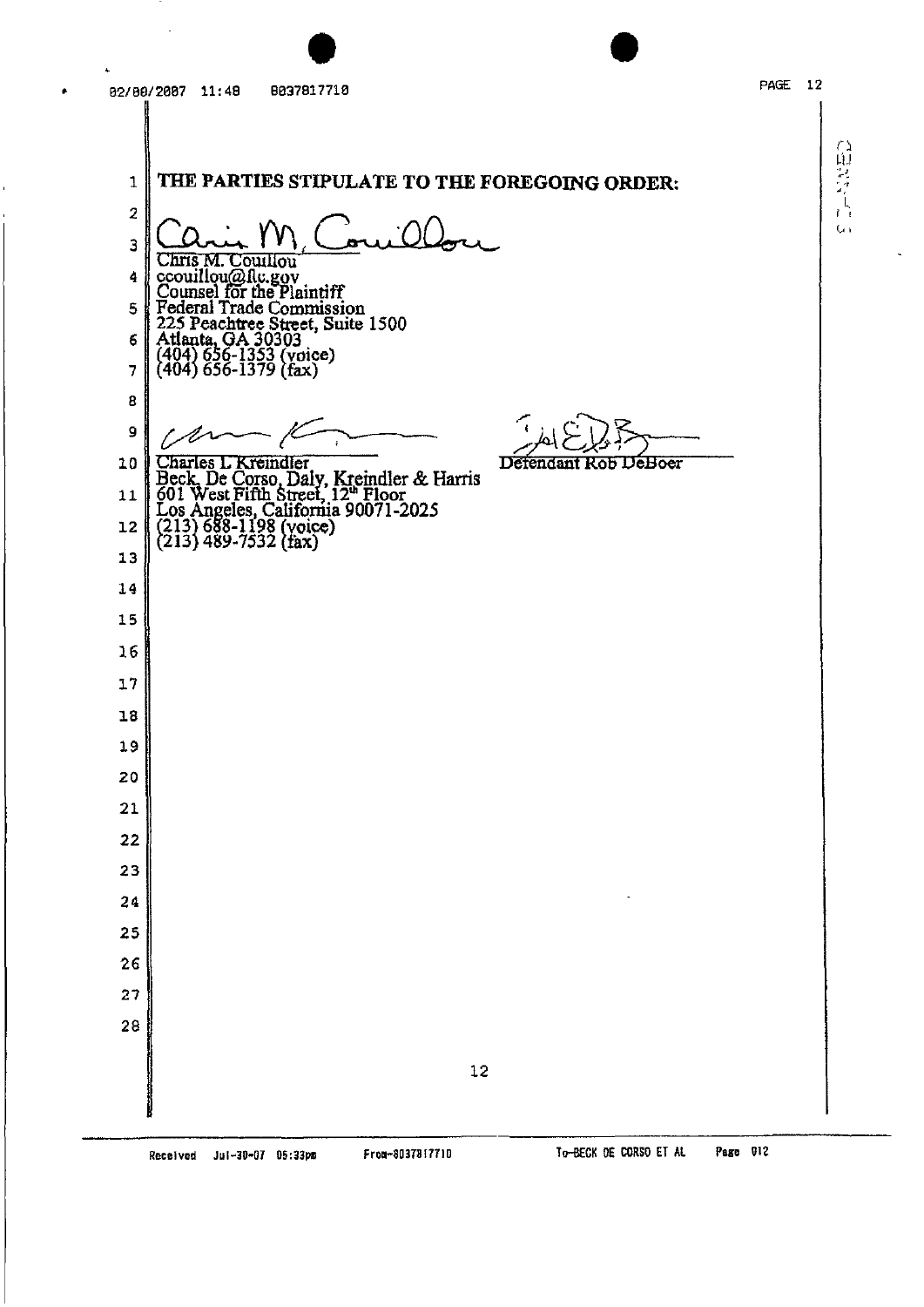**THE PARTIES STIPULATE TO THE FOREGOING ORDER:**

Chris M. Couillou
ccouillou@ftc.gov
Counsel for the Plaintiff
Federal Trade Commission
225 Peachtree Street, Suite 1500
Atlanta, GA 30303
(404) 656-1353 (voice)
(404) 656-1379 (fax)

Charles L Kreindler
Beck, De Corso, Daly, Kreindler & Harris
601 West Fifth Street, 12th Floor
Los Angeles, California 90071-2025
(213) 688-1198 (voice)
(213) 489-7532 (fax)

Defendant Rob DeBoer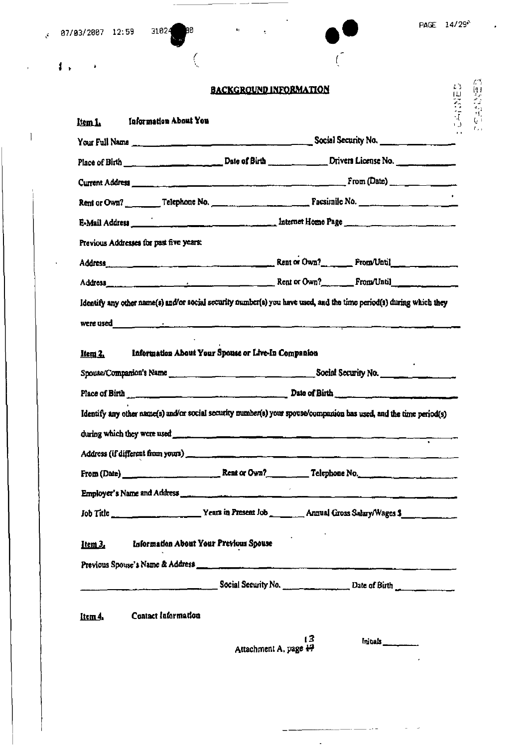## BACKGROUND INFORMATION

**Item 1. Information About You**

Your Full Name ______________________ Social Security No. ______________

Place of Birth ______________ Date of Birth ____________ Drivers License No. ____________

Current Address ______________________________________ From (Date) ____________

Rent or Own? ________ Telephone No. ______________ Facsimile No. ______________

E-Mail Address ______________________ Internet Home Page ______________________

Previous Addresses for past five years:

Address ______________________________ Rent or Own? ______ From/Until ____________

Address ______________________________ Rent or Own? ______ From/Until ____________

Identify any other name(s) and/or social security number(s) you have used, and the time period(s) during which they were used ______________________________________________

**Item 2. Information About Your Spouse or Live-In Companion**

Spouse/Companion's Name ______________________ Social Security No. ______________

Place of Birth ______________________________ Date of Birth ______________________

Identify any other name(s) and/or social security number(s) your spouse/companion has used, and the time period(s) during which they were used ______________________________________________

Address (if different from yours) ______________________________________________

From (Date) ______________ Rent or Own? ________ Telephone No. ______________

Employer's Name and Address ______________________________________________

Job Title ______________ Years in Present Job ______ Annual Gross Salary/Wages $ ____________

**Item 3. Information About Your Previous Spouse**

Previous Spouse's Name & Address ______________________________________________

______________________ Social Security No. ______________ Date of Birth ____________

**Item 4. Contact Information**

Attachment A, page 13

Initials ________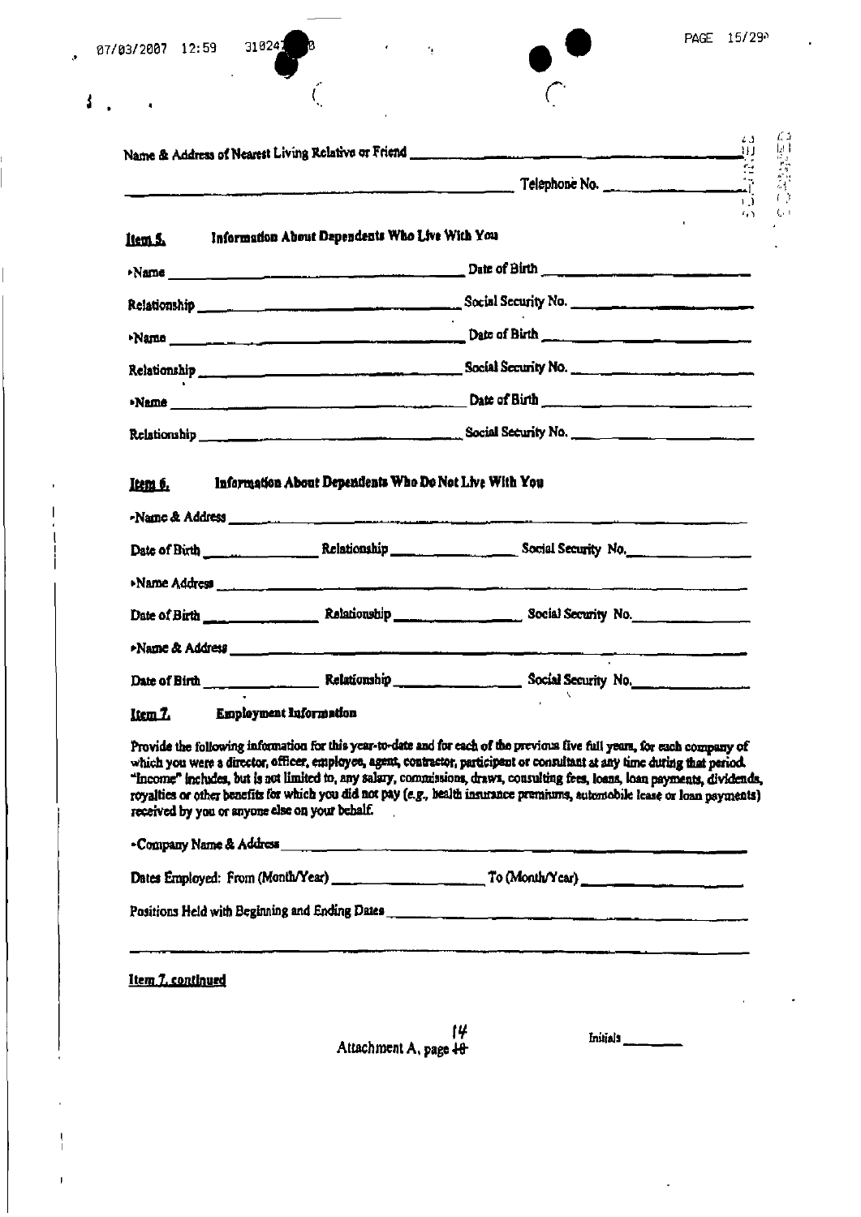Name & Address of Nearest Living Relative or Friend ______________________________

______________________________ Telephone No. ______________

**Item 5.** **Information About Dependents Who Live With You**

•Name ______________________________ Date of Birth ______________________

Relationship ______________________________ Social Security No. ______________________

•Name ______________________________ Date of Birth ______________________

Relationship ______________________________ Social Security No. ______________________

•Name ______________________________ Date of Birth ______________________

Relationship ______________________________ Social Security No. ______________________

**Item 6.** **Information About Dependents Who Do Not Live With You**

•Name & Address ______________________________________________________

Date of Birth ______________ Relationship ______________ Social Security No. ______________

•Name Address ______________________________________________________

Date of Birth ______________ Relationship ______________ Social Security No. ______________

•Name & Address ______________________________________________________

Date of Birth ______________ Relationship ______________ Social Security No. ______________

**Item 7.** **Employment Information**

Provide the following information for this year-to-date and for each of the previous five full years, for each company of which you were a director, officer, employee, agent, contractor, participant or consultant at any time during that period. "Income" includes, but is not limited to, any salary, commissions, draws, consulting fees, loans, loan payments, dividends, royalties or other benefits for which you did not pay (e.g., health insurance premiums, automobile lease or loan payments) received by you or anyone else on your behalf.

•Company Name & Address ______________________________________________________

Dates Employed: From (Month/Year) ______________________ To (Month/Year) ______________________

Positions Held with Beginning and Ending Dates ______________________________________________

______________________________________________________________________________

Item 7, continued

Attachment A, page 14

Initials ________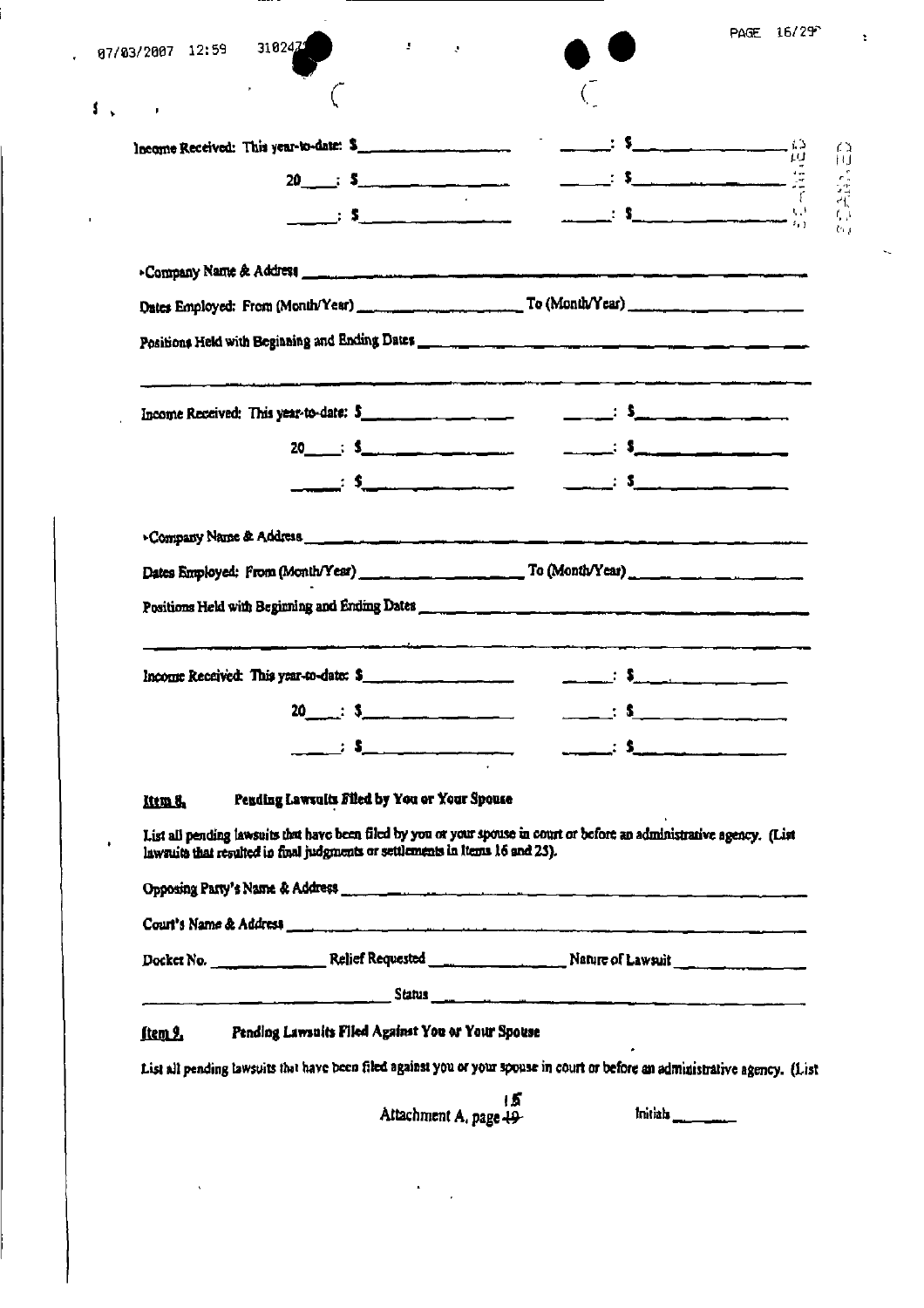Income Received: This year-to-date: $__________ ______: $__________

20____: $__________ ______: $__________

______: $__________ ______: $__________

•Company Name & Address ______________________________________________

Dates Employed: From (Month/Year) ______________ To (Month/Year) ______________

Positions Held with Beginning and Ending Dates ______________________________

______________________________________________________________________

Income Received: This year-to-date: $__________ ______: $__________

20____: $__________ ______: $__________

______: $__________ ______: $__________

•Company Name & Address ______________________________________________

Dates Employed: From (Month/Year) ______________ To (Month/Year) ______________

Positions Held with Beginning and Ending Dates ______________________________

______________________________________________________________________

Income Received: This year-to-date: $__________ ______: $__________

20____: $__________ ______: $__________

______: $__________ ______: $__________

**Item 8. Pending Lawsuits Filed by You or Your Spouse**

List all pending lawsuits that have been filed by you or your spouse in court or before an administrative agency. (List lawsuits that resulted in final judgments or settlements in Items 16 and 25).

Opposing Party's Name & Address ______________________________________________

Court's Name & Address ______________________________________________

Docket No. __________ Relief Requested __________ Nature of Lawsuit __________

______________________ Status ______________________________________

**Item 9. Pending Lawsuits Filed Against You or Your Spouse**

List all pending lawsuits that have been filed against you or your spouse in court or before an administrative agency. (List

Attachment A, page 15

Initials ______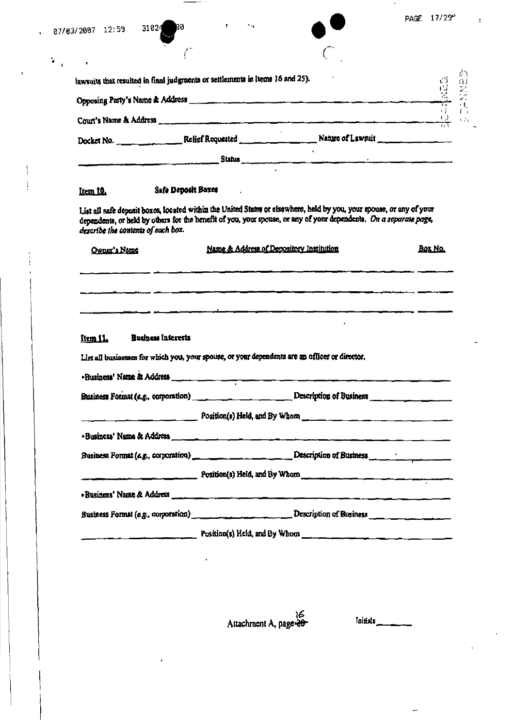lawsuits that resulted in final judgments or settlements in Items 16 and 25).

Opposing Party's Name & Address ______________________________

Court's Name & Address ______________________________

Docket No. __________ Relief Requested __________ Nature of Lawsuit __________

__________ Status ______________________________

**Item 10. Safe Deposit Boxes**

List all safe deposit boxes, located within the United States or elsewhere, held by you, your spouse, or any of your dependents, or held by others for the benefit of you, your spouse, or any of your dependents. *On a separate page, describe the contents of each box.*

| Owner's Name | Name & Address of Depository Institution | Box No. |
|---|---|---|
| | | |
| | | |
| | | |

**Item 11. Business Interests**

List all businesses for which you, your spouse, or your dependents are an officer or director.

- Business' Name & Address ______________________________

  Business Format (*e.g.*, corporation) __________ Description of Business __________

  __________ Position(s) Held, and By Whom __________

- Business' Name & Address ______________________________

  Business Format (*e.g.*, corporation) __________ Description of Business __________

  __________ Position(s) Held, and By Whom __________

- Business' Name & Address ______________________________

  Business Format (*e.g.*, corporation) __________ Description of Business __________

  __________ Position(s) Held, and By Whom __________

Attachment A, page 16

Initials ______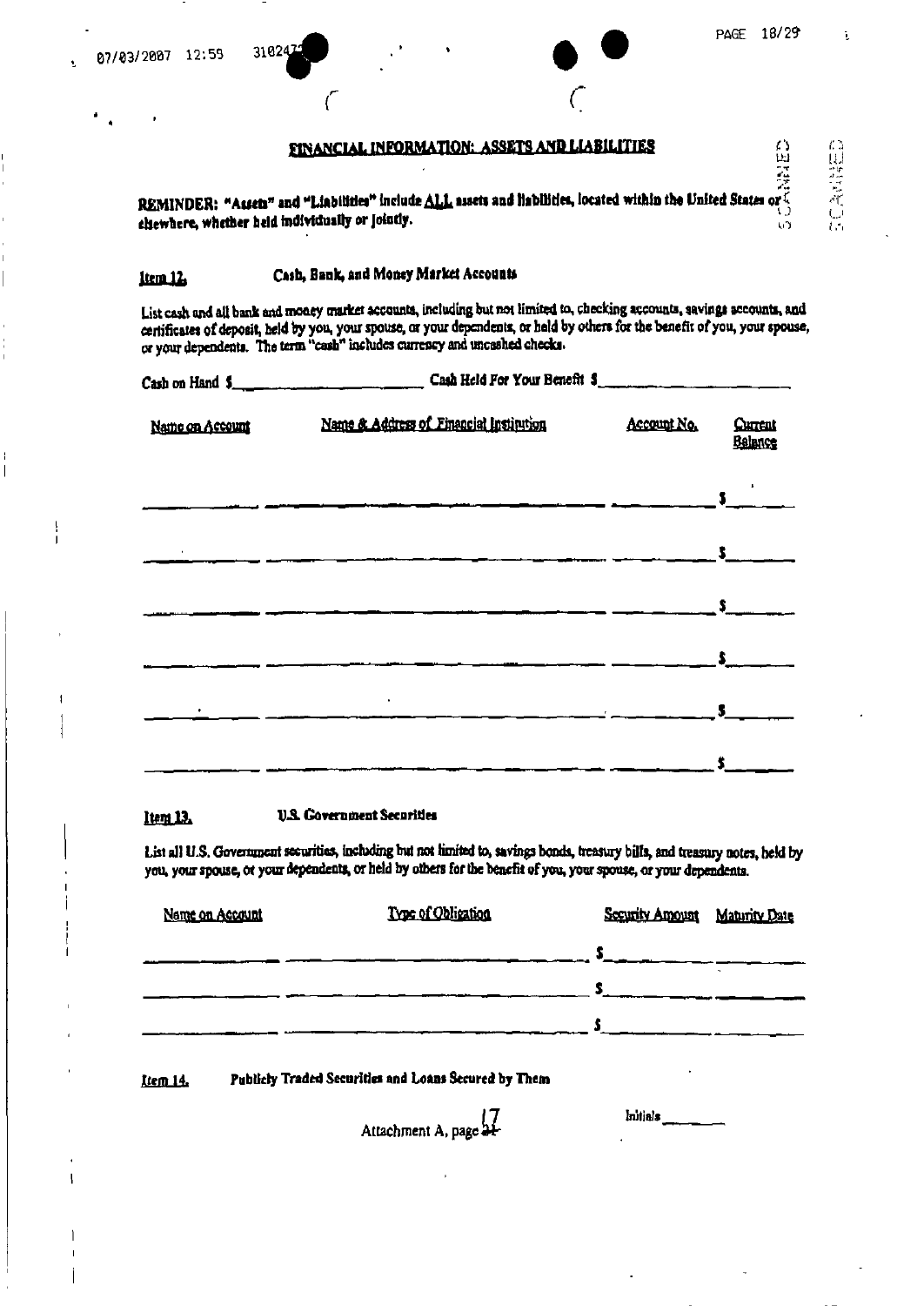## FINANCIAL INFORMATION: ASSETS AND LIABILITIES

**REMINDER: "Assets" and "Liabilities" include ALL assets and liabilities, located within the United States or elsewhere, whether held individually or jointly.**

### Item 12. Cash, Bank, and Money Market Accounts

List cash and all bank and money market accounts, including but not limited to, checking accounts, savings accounts, and certificates of deposit, held by you, your spouse, or your dependents, or held by others for the benefit of you, your spouse, or your dependents. The term "cash" includes currency and uncashed checks.

Cash on Hand $\_\_\_\_\_\_\_\_\_\_ Cash Held For Your Benefit $\_\_\_\_\_\_\_\_\_\_

| Name on Account | Name & Address of Financial Institution | Account No. | Current Balance |
|---|---|---|---|
| | | | $ |
| | | | $ |
| | | | $ |
| | | | $ |
| | | | $ |
| | | | $ |

### Item 13. U.S. Government Securities

List all U.S. Government securities, including but not limited to, savings bonds, treasury bills, and treasury notes, held by you, your spouse, or your dependents, or held by others for the benefit of you, your spouse, or your dependents.

| Name on Account | Type of Obligation | Security Amount | Maturity Date |
|---|---|---|---|
| | | $ | |
| | | $ | |
| | | $ | |

### Item 14. Publicly Traded Securities and Loans Secured by Them

Attachment A, page 17

Initials \_\_\_\_\_\_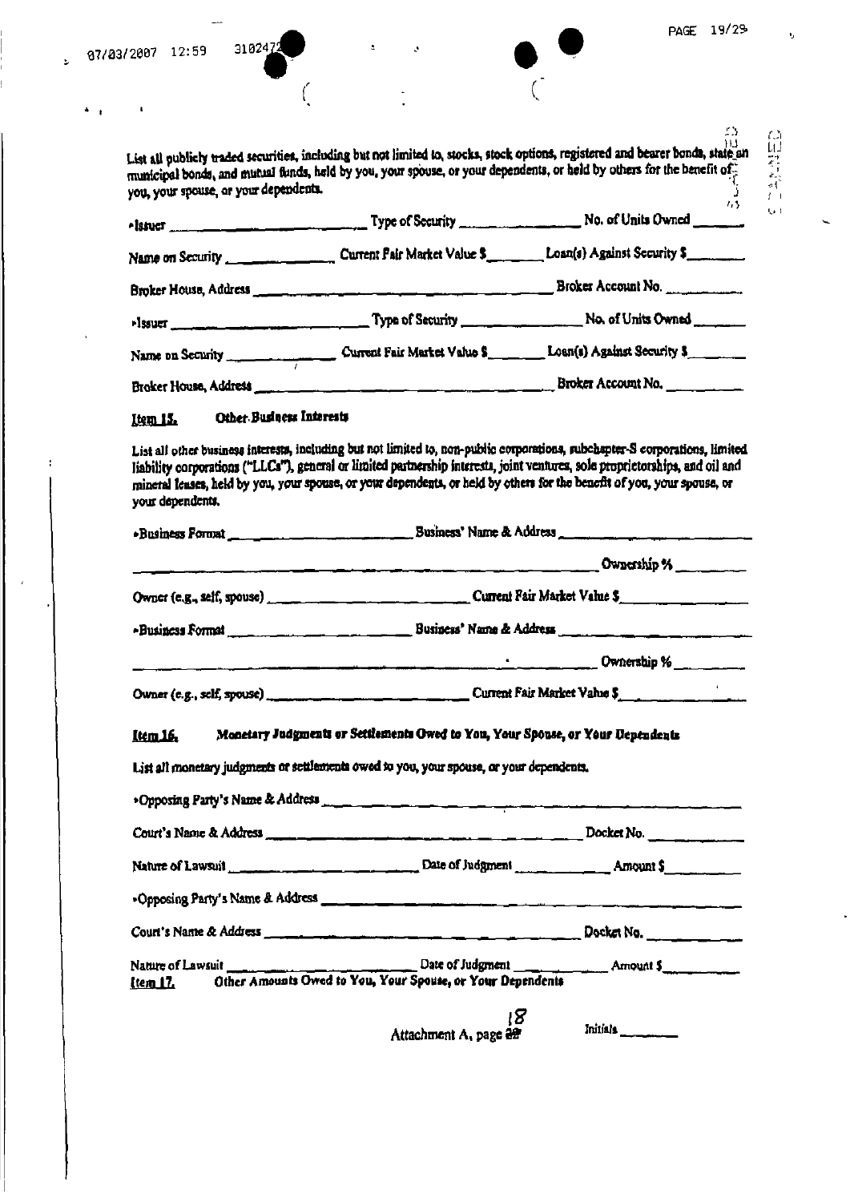List all publicly traded securities, including but not limited to, stocks, stock options, registered and bearer bonds, state an municipal bonds, and mutual funds, held by you, your spouse, or your dependents, or held by others for the benefit of you, your spouse, or your dependents.

•Issuer ______________________ Type of Security ______________ No. of Units Owned ______

Name on Security ____________ Current Fair Market Value $________ Loan(s) Against Security $________

Broker House, Address ______________________________________ Broker Account No. __________

•Issuer ______________________ Type of Security ______________ No. of Units Owned ______

Name on Security ____________ Current Fair Market Value $________ Loan(s) Against Security $________

Broker House, Address ______________________________________ Broker Account No. __________

**Item 15. Other Business Interests**

List all other business interests, including but not limited to, non-public corporations, subchapter-S corporations, limited liability corporations ("LLCs"), general or limited partnership interests, joint ventures, sole proprietorships, and oil and mineral leases, held by you, your spouse, or your dependents, or held by others for the benefit of you, your spouse, or your dependents.

•Business Format ______________________ Business' Name & Address ______________________

______________________________________________________________ Ownership % ________

Owner (e.g., self, spouse) ______________________ Current Fair Market Value $______________

•Business Format ______________________ Business' Name & Address ______________________

______________________________________________________________ Ownership % ________

Owner (e.g., self, spouse) ______________________ Current Fair Market Value $______________

**Item 16. Monetary Judgments or Settlements Owed to You, Your Spouse, or Your Dependents**

List all monetary judgments or settlements owed to you, your spouse, or your dependents.

•Opposing Party's Name & Address ______________________________________________

Court's Name & Address ______________________________________ Docket No. __________

Nature of Lawsuit ______________________ Date of Judgment ____________ Amount $__________

•Opposing Party's Name & Address ______________________________________________

Court's Name & Address ______________________________________ Docket No. __________

Nature of Lawsuit ______________________ Date of Judgment ____________ Amount $__________

**Item 17. Other Amounts Owed to You, Your Spouse, or Your Dependents**

Attachment A, page 18

Initials ________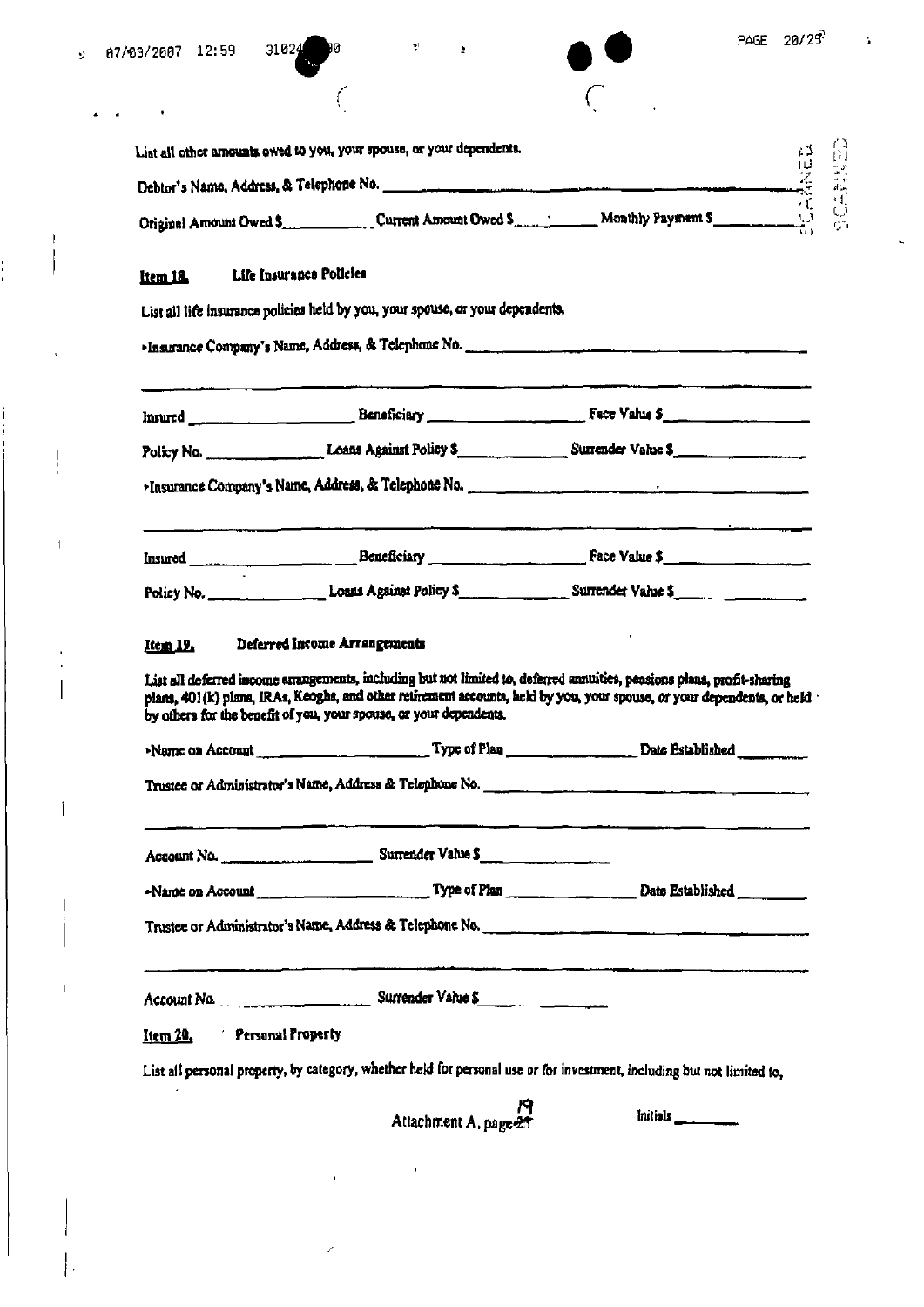List all other amounts owed to you, your spouse, or your dependents.

Debtor's Name, Address, & Telephone No. ______________________________

Original Amount Owed $__________ Current Amount Owed $__________ Monthly Payment $__________

**Item 18.** **Life Insurance Policies**

List all life insurance policies held by you, your spouse, or your dependents.

›Insurance Company's Name, Address, & Telephone No. ______________________________

______________________________

Insured __________________ Beneficiary __________________ Face Value $__________

Policy No. __________ Loans Against Policy $__________ Surrender Value $__________

›Insurance Company's Name, Address, & Telephone No. ______________________________

______________________________

Insured __________________ Beneficiary __________________ Face Value $__________

Policy No. __________ Loans Against Policy $__________ Surrender Value $__________

**Item 19.** **Deferred Income Arrangements**

List all deferred income arrangements, including but not limited to, deferred annuities, pensions plans, profit-sharing plans, 401(k) plans, IRAs, Keoghs, and other retirement accounts, held by you, your spouse, or your dependents, or held by others for the benefit of you, your spouse, or your dependents.

›Name on Account __________________ Type of Plan __________________ Date Established __________

Trustee or Administrator's Name, Address & Telephone No. ______________________________

______________________________

Account No. __________________ Surrender Value $__________

›Name on Account __________________ Type of Plan __________________ Date Established __________

Trustee or Administrator's Name, Address & Telephone No. ______________________________

______________________________

Account No. __________________ Surrender Value $__________

**Item 20.** **Personal Property**

List all personal property, by category, whether held for personal use or for investment, including but not limited to,

Attachment A, page 19

Initials ________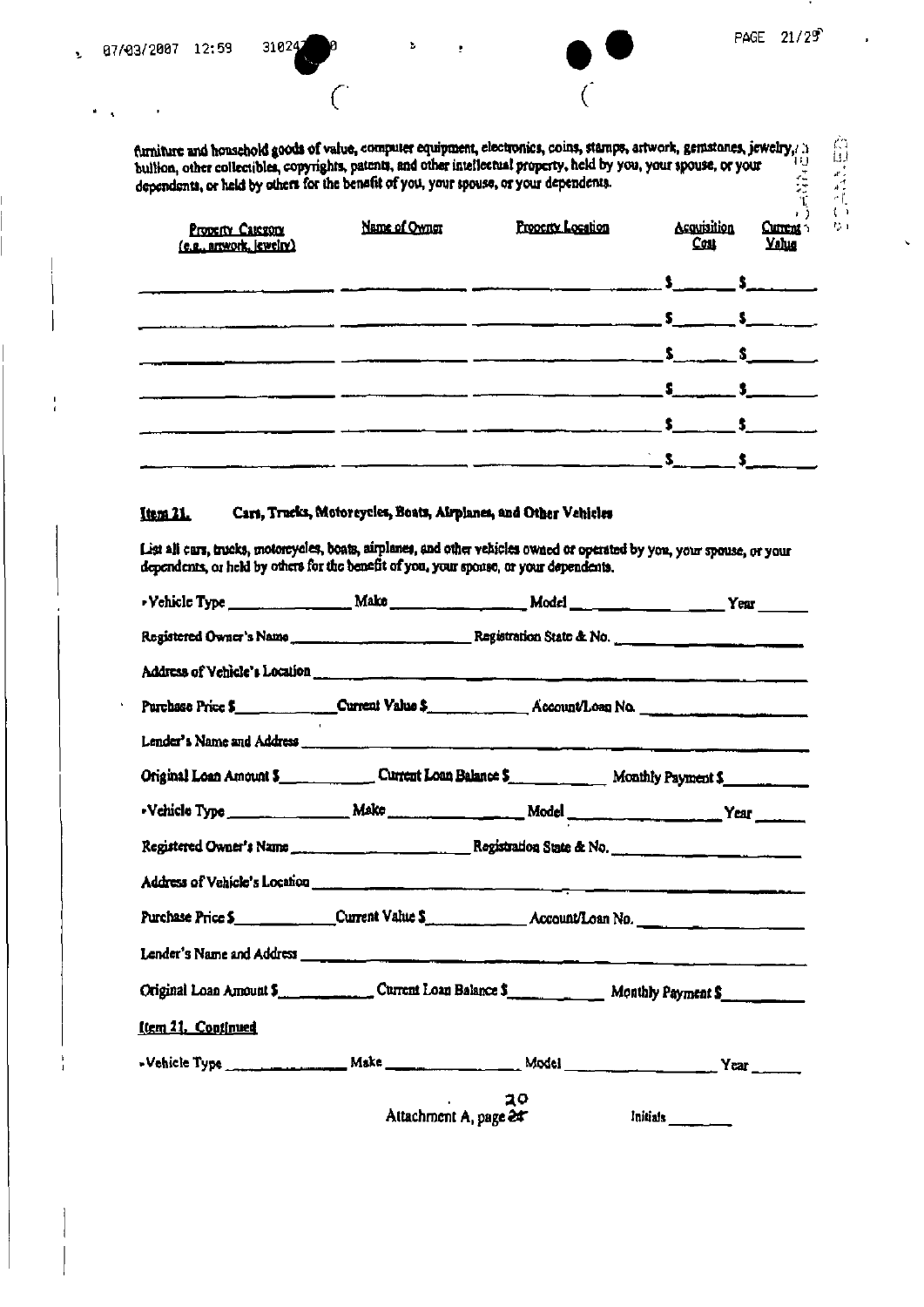furniture and household goods of value, computer equipment, electronics, coins, stamps, artwork, gemstones, jewelry, bullion, other collectibles, copyrights, patents, and other intellectual property, held by you, your spouse, or your dependents, or held by others for the benefit of you, your spouse, or your dependents.

| Property Category (e.g., artwork, jewelry) | Name of Owner | Property Location | Acquisition Cost | Current Value |
|---|---|---|---|---|
| | | | $ | $ |
| | | | $ | $ |
| | | | $ | $ |
| | | | $ | $ |
| | | | $ | $ |
| | | | $ | $ |

**Item 21. Cars, Trucks, Motorcycles, Boats, Airplanes, and Other Vehicles**

List all cars, trucks, motorcycles, boats, airplanes, and other vehicles owned or operated by you, your spouse, or your dependents, or held by others for the benefit of you, your spouse, or your dependents.

- Vehicle Type \_\_\_\_\_\_\_\_ Make \_\_\_\_\_\_\_\_ Model \_\_\_\_\_\_\_\_ Year \_\_\_\_\_\_\_\_

Registered Owner's Name \_\_\_\_\_\_\_\_ Registration State & No. \_\_\_\_\_\_\_\_

Address of Vehicle's Location \_\_\_\_\_\_\_\_

Purchase Price $\_\_\_\_\_\_\_\_ Current Value $\_\_\_\_\_\_\_\_ Account/Loan No. \_\_\_\_\_\_\_\_

Lender's Name and Address \_\_\_\_\_\_\_\_

Original Loan Amount $\_\_\_\_\_\_\_\_ Current Loan Balance $\_\_\_\_\_\_\_\_ Monthly Payment $\_\_\_\_\_\_\_\_

- Vehicle Type \_\_\_\_\_\_\_\_ Make \_\_\_\_\_\_\_\_ Model \_\_\_\_\_\_\_\_ Year \_\_\_\_\_\_\_\_

Registered Owner's Name \_\_\_\_\_\_\_\_ Registration State & No. \_\_\_\_\_\_\_\_

Address of Vehicle's Location \_\_\_\_\_\_\_\_

Purchase Price $\_\_\_\_\_\_\_\_ Current Value $\_\_\_\_\_\_\_\_ Account/Loan No. \_\_\_\_\_\_\_\_

Lender's Name and Address \_\_\_\_\_\_\_\_

Original Loan Amount $\_\_\_\_\_\_\_\_ Current Loan Balance $\_\_\_\_\_\_\_\_ Monthly Payment $\_\_\_\_\_\_\_\_

**Item 21. Continued**

- Vehicle Type \_\_\_\_\_\_\_\_ Make \_\_\_\_\_\_\_\_ Model \_\_\_\_\_\_\_\_ Year \_\_\_\_\_\_\_\_

Attachment A, page 20

Initials \_\_\_\_\_\_\_\_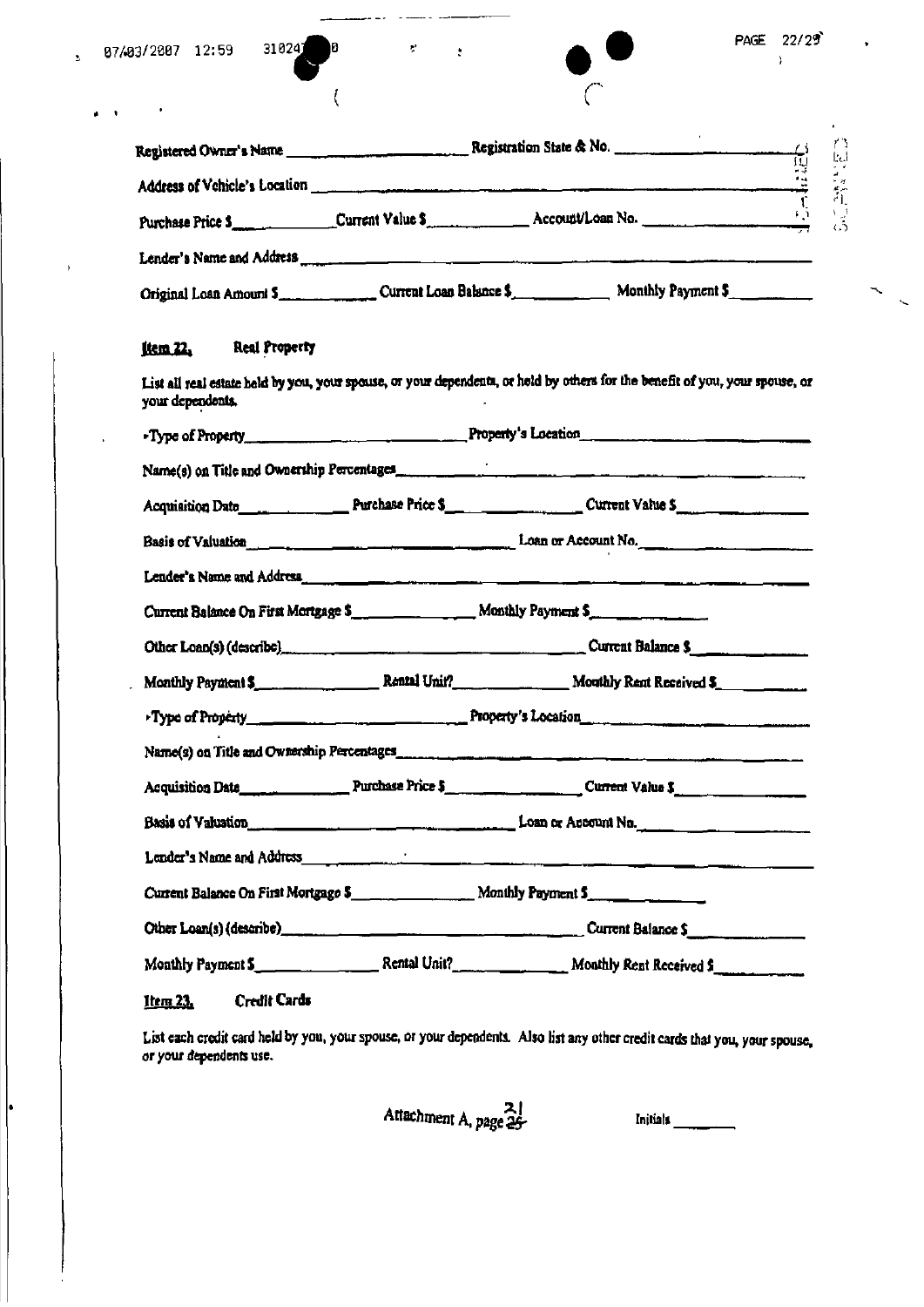Registered Owner's Name ________________________ Registration State & No. ________________________

Address of Vehicle's Location ________________________________________________________________

Purchase Price $____________ Current Value $____________ Account/Loan No. ________________________

Lender's Name and Address ____________________________________________________________________

Original Loan Amount $____________ Current Loan Balance $____________ Monthly Payment $____________

**Item 22. Real Property**

List all real estate held by you, your spouse, or your dependents, or held by others for the benefit of you, your spouse, or your dependents.

▸Type of Property________________________________ Property's Location________________________________

Name(s) on Title and Ownership Percentages________________________________________________________

Acquisition Date____________ Purchase Price $________________ Current Value $________________

Basis of Valuation________________________________________ Loan or Account No.________________________

Lender's Name and Address____________________________________________________________________

Current Balance On First Mortgage $________________ Monthly Payment $________________

Other Loan(s) (describe)________________________________________________ Current Balance $________________

Monthly Payment $________________ Rental Unit?______________ Monthly Rent Received $____________

▸Type of Property________________________________ Property's Location________________________________

Name(s) on Title and Ownership Percentages________________________________________________________

Acquisition Date____________ Purchase Price $________________ Current Value $________________

Basis of Valuation________________________________________ Loan or Account No.________________________

Lender's Name and Address____________________________________________________________________

Current Balance On First Mortgage $________________ Monthly Payment $________________

Other Loan(s) (describe)________________________________________________ Current Balance $________________

Monthly Payment $________________ Rental Unit?______________ Monthly Rent Received $____________

**Item 23. Credit Cards**

List each credit card held by you, your spouse, or your dependents. Also list any other credit cards that you, your spouse, or your dependents use.

Attachment A, page 21

Initials ________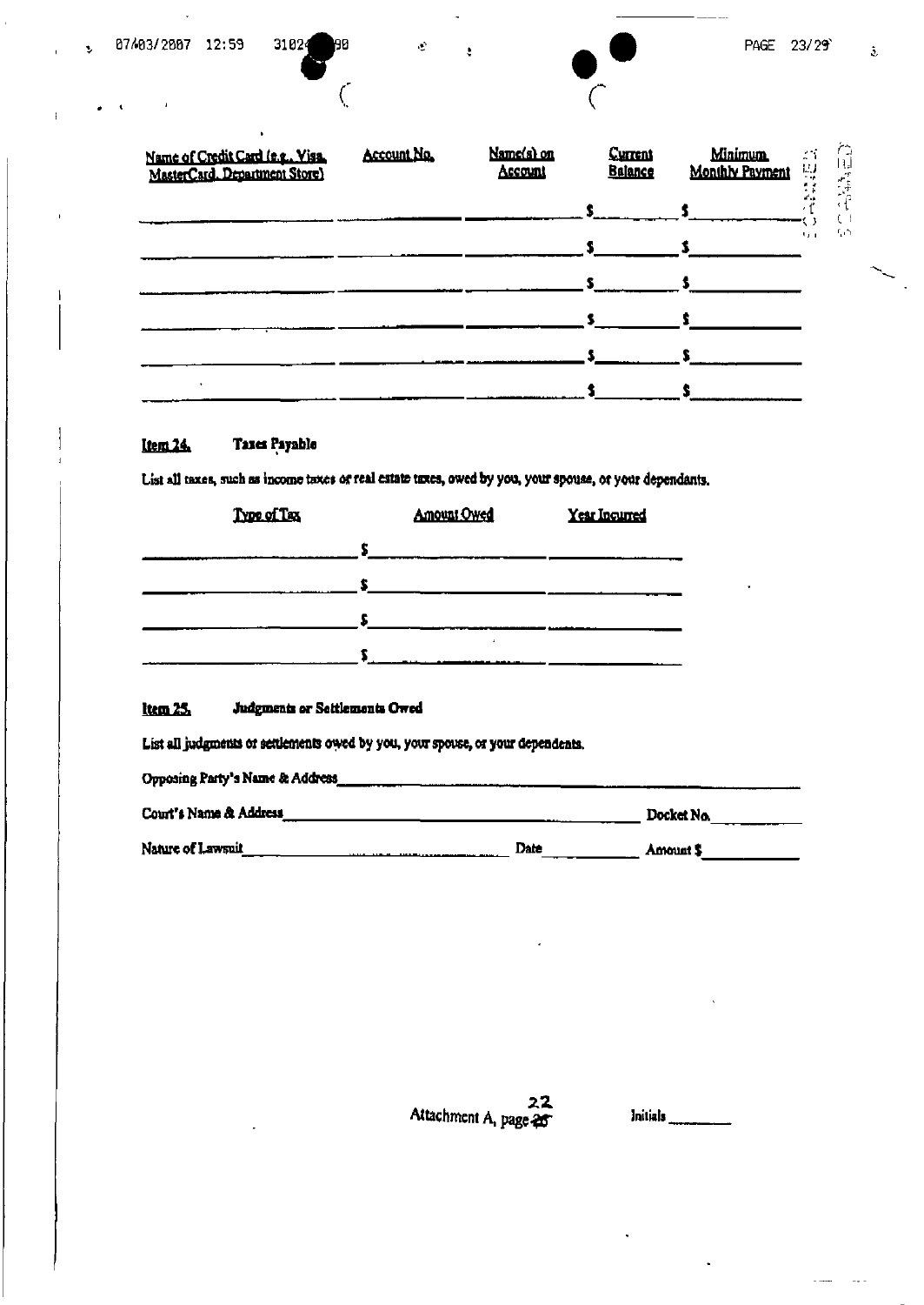| Name of Credit Card (e.g., Visa, MasterCard, Department Store) | Account No. | Name(s) on Account | Current Balance | Minimum Monthly Payment |
|---|---|---|---|---|
| | | | $ | $ |
| | | | $ | $ |
| | | | $ | $ |
| | | | $ | $ |
| | | | $ | $ |
| | | | $ | $ |

**Item 24. Taxes Payable**

List all taxes, such as income taxes or real estate taxes, owed by you, your spouse, or your dependants.

| Type of Tax | Amount Owed | Year Incurred |
|---|---|---|
| | $ | |
| | $ | |
| | $ | |
| | $ | |

**Item 25. Judgments or Settlements Owed**

List all judgments or settlements owed by you, your spouse, or your dependents.

Opposing Party's Name & Address ____________________

Court's Name & Address ____________________ Docket No. ________

Nature of Lawsuit ____________________ Date ________ Amount $ ________

Attachment A, page 22

Initials ________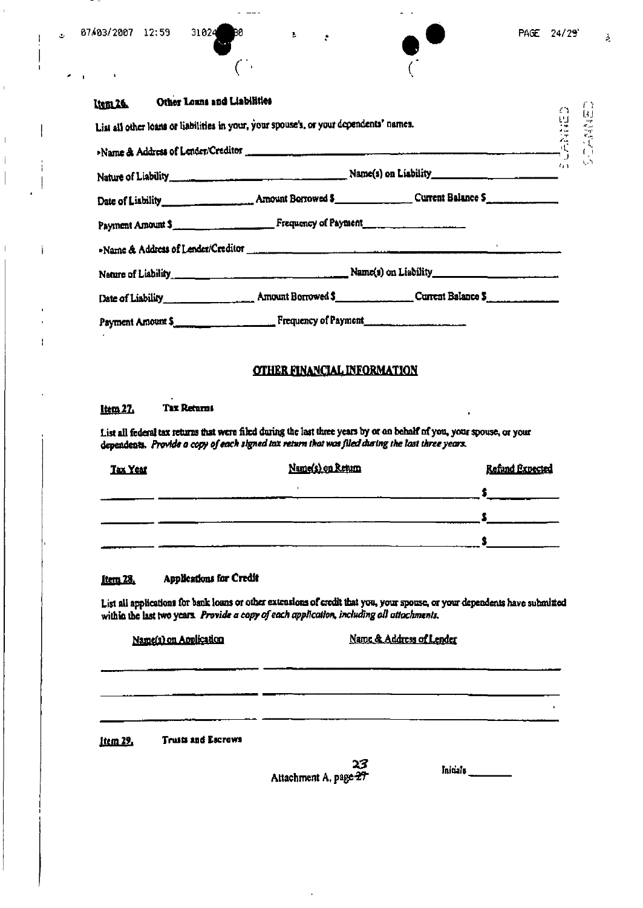**Item 26. Other Loans and Liabilities**

List all other loans or liabilities in your, your spouse's, or your dependents' names.

►Name & Address of Lender/Creditor ___________________________________________

Nature of Liability ______________________ Name(s) on Liability ______________________

Date of Liability ______________ Amount Borrowed $ ______________ Current Balance $ ______________

Payment Amount $ ______________ Frequency of Payment ______________

►Name & Address of Lender/Creditor ___________________________________________

Nature of Liability ______________________ Name(s) on Liability ______________________

Date of Liability ______________ Amount Borrowed $ ______________ Current Balance $ ______________

Payment Amount $ ______________ Frequency of Payment ______________

## OTHER FINANCIAL INFORMATION

**Item 27. Tax Returns**

List all federal tax returns that were filed during the last three years by or on behalf of you, your spouse, or your dependents. *Provide a copy of each signed tax return that was filed during the last three years.*

| Tax Year | Name(s) on Return | Refund Expected |
|---|---|---|
| | | $ |
| | | $ |
| | | $ |

**Item 28. Applications for Credit**

List all applications for bank loans or other extensions of credit that you, your spouse, or your dependents have submitted within the last two years. *Provide a copy of each application, including all attachments.*

| Name(s) on Application | Name & Address of Lender |
|---|---|
| | |
| | |
| | |

**Item 29. Trusts and Escrows**

Attachment A, page 23

Initials ________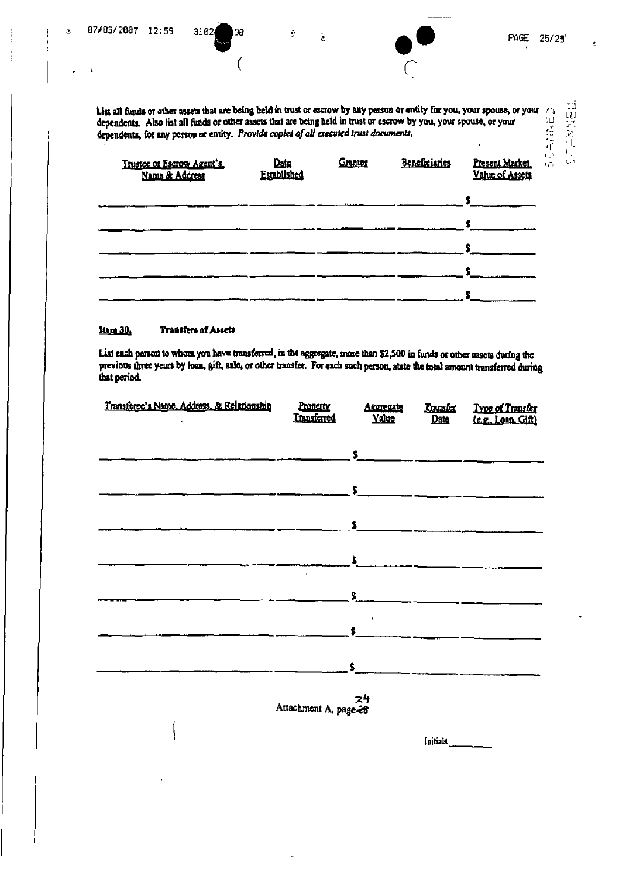List all funds or other assets that are being held in trust or escrow by any person or entity for you, your spouse, or your dependents. Also list all funds or other assets that are being held in trust or escrow by you, your spouse, or your dependents, for any person or entity. *Provide copies of all executed trust documents.*

| Trustee or Escrow Agent's Name & Address | Date Established | Grantor | Beneficiaries | Present Market Value of Assets |
|---|---|---|---|---|
| | | | | $ |
| | | | | $ |
| | | | | $ |
| | | | | $ |
| | | | | $ |

**Item 30. Transfers of Assets**

List each person to whom you have transferred, in the aggregate, more than $2,500 in funds or other assets during the previous three years by loan, gift, sale, or other transfer. For each such person, state the total amount transferred during that period.

| Transferee's Name, Address, & Relationship | Property Transferred | Aggregate Value | Transfer Date | Type of Transfer (e.g., Loan, Gift) |
|---|---|---|---|---|
| | | $ | | |
| | | $ | | |
| | | $ | | |
| | | $ | | |
| | | $ | | |
| | | $ | | |
| | | $ | | |

Attachment A, page 24

Initials _______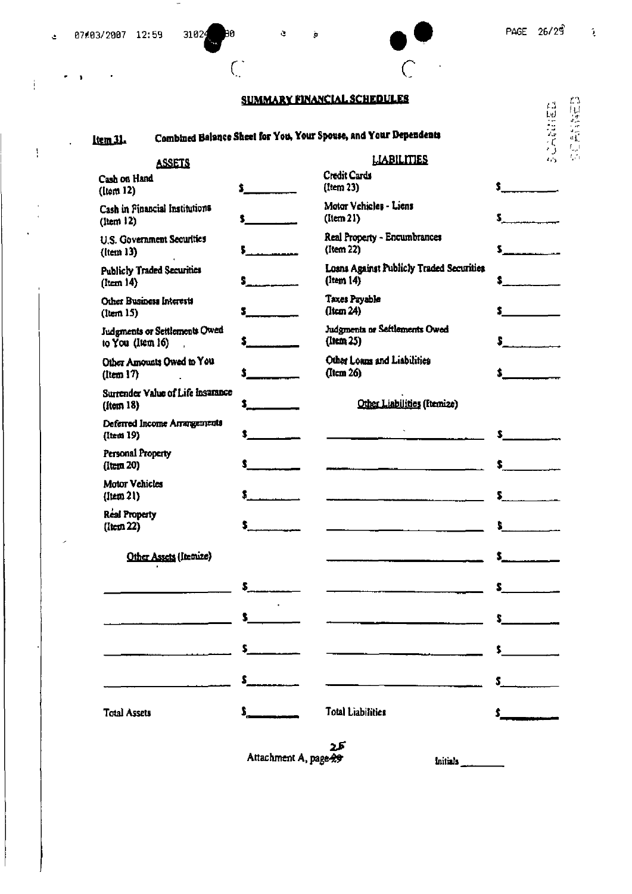## SUMMARY FINANCIAL SCHEDULES

**Item 31.** **Combined Balance Sheet for You, Your Spouse, and Your Dependents**

| ASSETS | | LIABILITIES | |
|---|---|---|---|
| Cash on Hand (Item 12) | $______ | Credit Cards (Item 23) | $______ |
| Cash in Financial Institutions (Item 12) | $______ | Motor Vehicles - Liens (Item 21) | $______ |
| U.S. Government Securities (Item 13) | $______ | Real Property - Encumbrances (Item 22) | $______ |
| Publicly Traded Securities (Item 14) | $______ | Loans Against Publicly Traded Securities (Item 14) | $______ |
| Other Business Interests (Item 15) | $______ | Taxes Payable (Item 24) | $______ |
| Judgments or Settlements Owed to You (Item 16) | $______ | Judgments or Settlements Owed (Item 25) | $______ |
| Other Amounts Owed to You (Item 17) | $______ | Other Loans and Liabilities (Item 26) | $______ |
| Surrender Value of Life Insurance (Item 18) | $______ | Other Liabilities (Itemize) | |
| Deferred Income Arrangements (Item 19) | $______ | ______ | $______ |
| Personal Property (Item 20) | $______ | ______ | $______ |
| Motor Vehicles (Item 21) | $______ | ______ | $______ |
| Real Property (Item 22) | $______ | ______ | $______ |
| Other Assets (Itemize) | | ______ | $______ |
| ______ | $______ | ______ | $______ |
| ______ | $______ | ______ | $______ |
| ______ | $______ | ______ | $______ |
| ______ | $______ | ______ | $______ |
| Total Assets | $______ | Total Liabilities | $______ |

Attachment A, page 25

Initials ______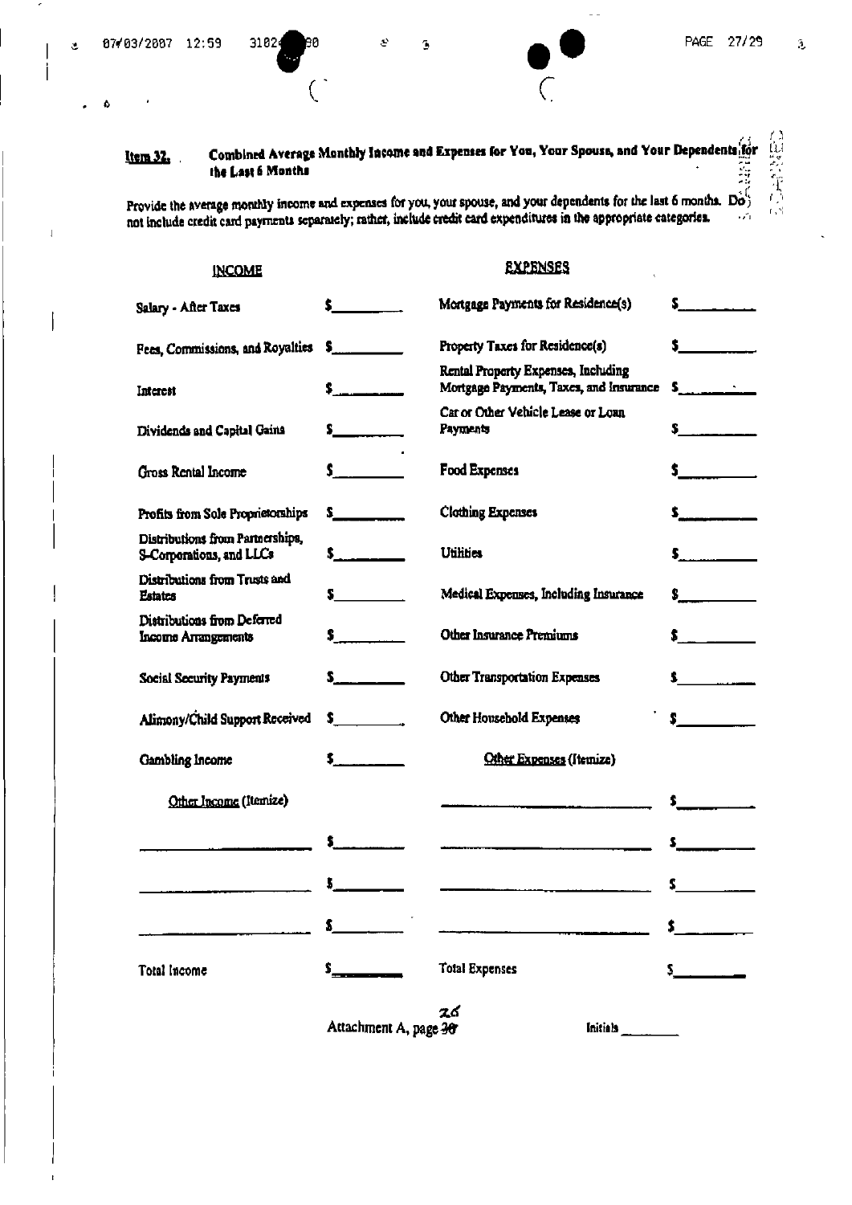**Item 32.** **Combined Average Monthly Income and Expenses for You, Your Spouse, and Your Dependents for the Last 6 Months**

Provide the average monthly income and expenses for you, your spouse, and your dependents for the last 6 months. Do not include credit card payments separately; rather, include credit card expenditures in the appropriate categories.

| INCOME | | EXPENSES | |
|---|---|---|---|
| Salary - After Taxes | $ | Mortgage Payments for Residence(s) | $ |
| Fees, Commissions, and Royalties | $ | Property Taxes for Residence(s) | $ |
| Interest | $ | Rental Property Expenses, Including Mortgage Payments, Taxes, and Insurance | $ |
| Dividends and Capital Gains | $ | Car or Other Vehicle Lease or Loan Payments | $ |
| Gross Rental Income | $ | Food Expenses | $ |
| Profits from Sole Proprietorships | $ | Clothing Expenses | $ |
| Distributions from Partnerships, S-Corporations, and LLCs | $ | Utilities | $ |
| Distributions from Trusts and Estates | $ | Medical Expenses, Including Insurance | $ |
| Distributions from Deferred Income Arrangements | $ | Other Insurance Premiums | $ |
| Social Security Payments | $ | Other Transportation Expenses | $ |
| Alimony/Child Support Received | $ | Other Household Expenses | $ |
| Gambling Income | $ | Other Expenses (Itemize) | |
| Other Income (Itemize) | | | $ |
| | $ | | $ |
| | $ | | $ |
| | $ | | $ |
| Total Income | $ | Total Expenses | $ |

Attachment A, page ~~30~~ 26

Initials ________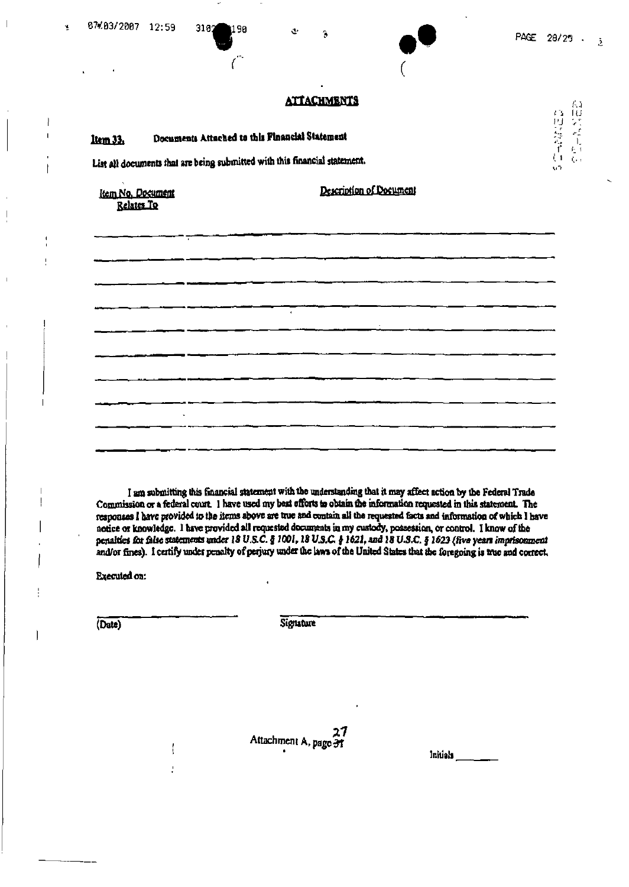## ATTACHMENTS

**Item 33.** **Documents Attached to this Financial Statement**

List all documents that are being submitted with this financial statement.

| Item No. Document Relates To | Description of Document |
|---|---|
| | |
| | |
| | |
| | |
| | |
| | |
| | |
| | |
| | |

I am submitting this financial statement with the understanding that it may affect action by the Federal Trade Commission or a federal court. I have used my best efforts to obtain the information requested in this statement. The responses I have provided to the items above are true and contain all the requested facts and information of which I have notice or knowledge. I have provided all requested documents in my custody, possession, or control. I know of the penalties for false statements under *18 U.S.C. § 1001, 18 U.S.C. § 1621, and 18 U.S.C. § 1623 (five years imprisonment* and/or fines). I certify under penalty of perjury under the laws of the United States that the foregoing is true and correct.

Executed on:

_______________ _______________

(Date) Signature

Attachment A, page 27

Initials _______